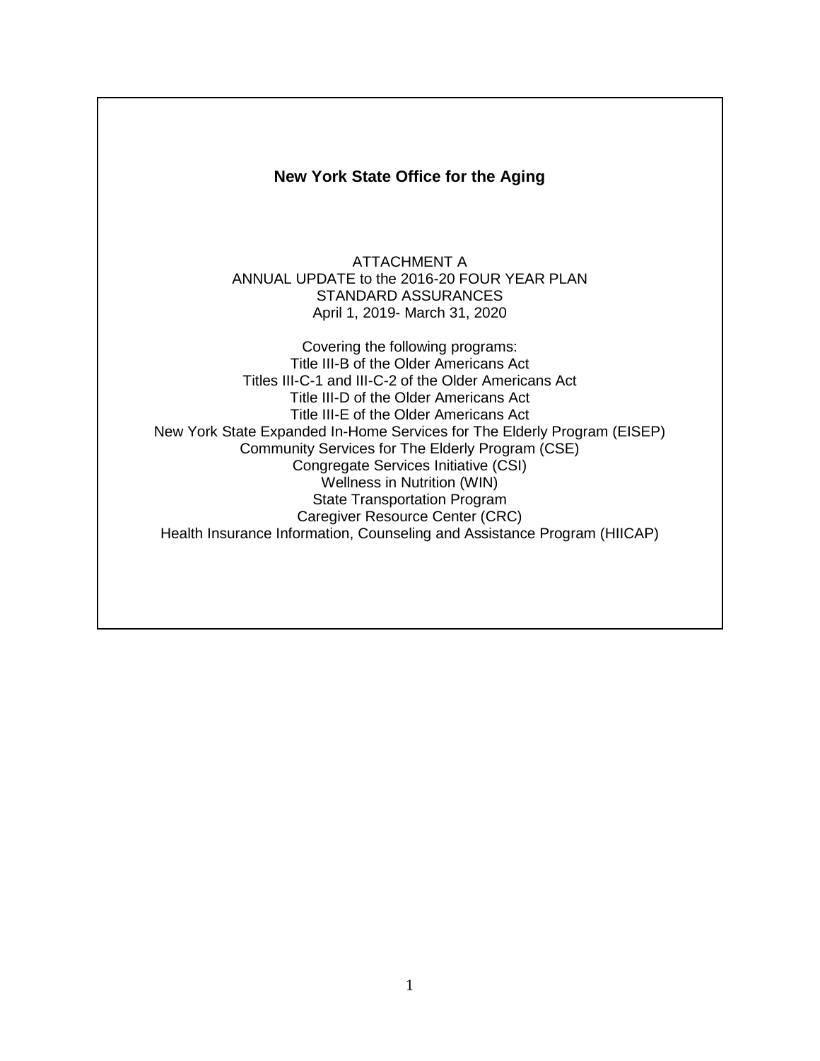# New York State Office for the Aging

ATTACHMENT A
ANNUAL UPDATE to the 2016-20 FOUR YEAR PLAN
STANDARD ASSURANCES
April 1, 2019- March 31, 2020

Covering the following programs:
Title III-B of the Older Americans Act
Titles III-C-1 and III-C-2 of the Older Americans Act
Title III-D of the Older Americans Act
Title III-E of the Older Americans Act
New York State Expanded In-Home Services for The Elderly Program (EISEP)
Community Services for The Elderly Program (CSE)
Congregate Services Initiative (CSI)
Wellness in Nutrition (WIN)
State Transportation Program
Caregiver Resource Center (CRC)
Health Insurance Information, Counseling and Assistance Program (HIICAP)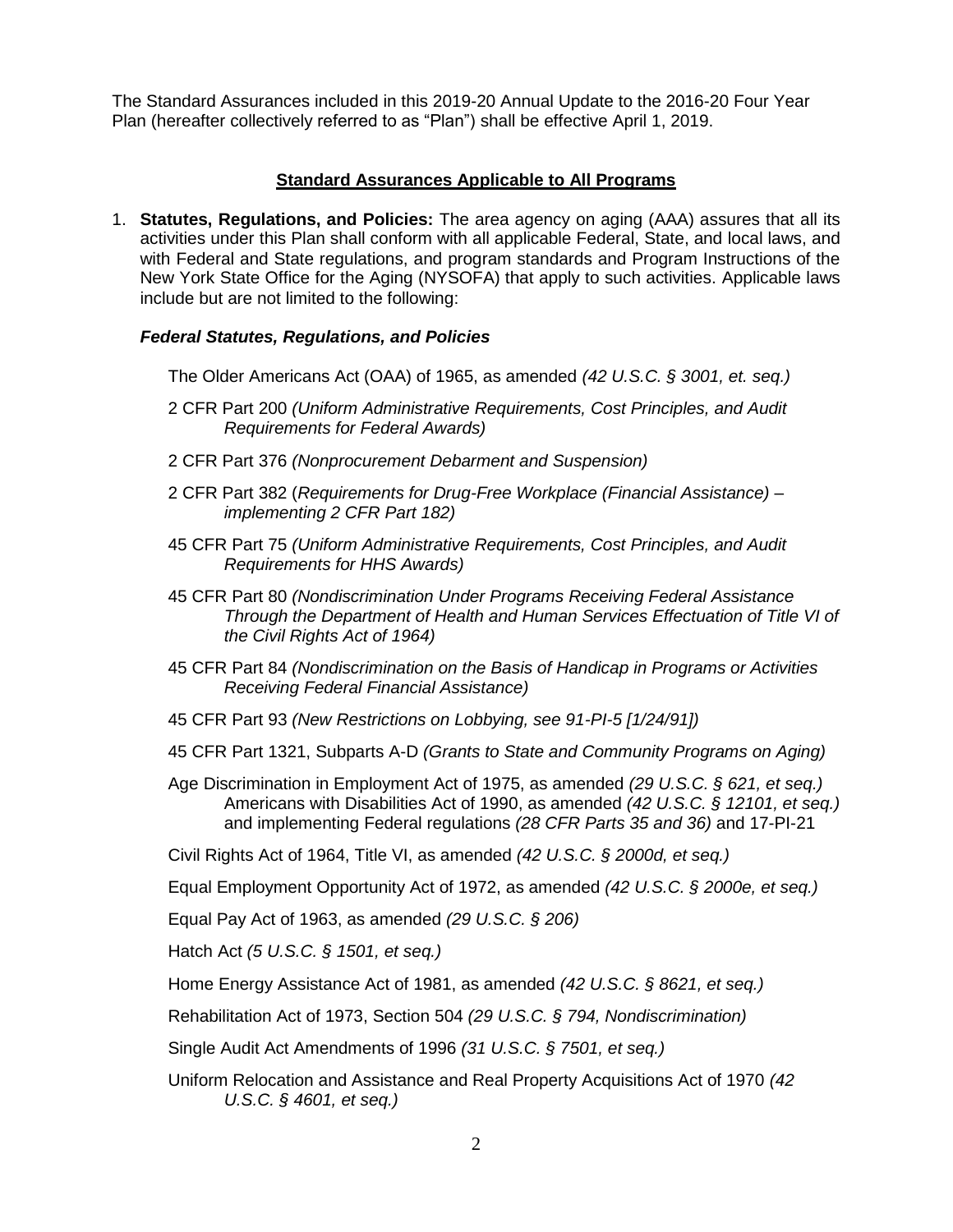The Standard Assurances included in this 2019-20 Annual Update to the 2016-20 Four Year Plan (hereafter collectively referred to as "Plan") shall be effective April 1, 2019.

## Standard Assurances Applicable to All Programs

1. **Statutes, Regulations, and Policies:** The area agency on aging (AAA) assures that all its activities under this Plan shall conform with all applicable Federal, State, and local laws, and with Federal and State regulations, and program standards and Program Instructions of the New York State Office for the Aging (NYSOFA) that apply to such activities. Applicable laws include but are not limited to the following:

   ***Federal Statutes, Regulations, and Policies***

   The Older Americans Act (OAA) of 1965, as amended *(42 U.S.C. § 3001, et. seq.)*

   2 CFR Part 200 *(Uniform Administrative Requirements, Cost Principles, and Audit Requirements for Federal Awards)*

   2 CFR Part 376 *(Nonprocurement Debarment and Suspension)*

   2 CFR Part 382 (*Requirements for Drug-Free Workplace (Financial Assistance) – implementing 2 CFR Part 182)*

   45 CFR Part 75 *(Uniform Administrative Requirements, Cost Principles, and Audit Requirements for HHS Awards)*

   45 CFR Part 80 *(Nondiscrimination Under Programs Receiving Federal Assistance Through the Department of Health and Human Services Effectuation of Title VI of the Civil Rights Act of 1964)*

   45 CFR Part 84 *(Nondiscrimination on the Basis of Handicap in Programs or Activities Receiving Federal Financial Assistance)*

   45 CFR Part 93 *(New Restrictions on Lobbying, see 91-PI-5 [1/24/91])*

   45 CFR Part 1321, Subparts A-D *(Grants to State and Community Programs on Aging)*

   Age Discrimination in Employment Act of 1975, as amended *(29 U.S.C. § 621, et seq.)* Americans with Disabilities Act of 1990, as amended *(42 U.S.C. § 12101, et seq.)* and implementing Federal regulations *(28 CFR Parts 35 and 36)* and 17-PI-21

   Civil Rights Act of 1964, Title VI, as amended *(42 U.S.C. § 2000d, et seq.)*

   Equal Employment Opportunity Act of 1972, as amended *(42 U.S.C. § 2000e, et seq.)*

   Equal Pay Act of 1963, as amended *(29 U.S.C. § 206)*

   Hatch Act *(5 U.S.C. § 1501, et seq.)*

   Home Energy Assistance Act of 1981, as amended *(42 U.S.C. § 8621, et seq.)*

   Rehabilitation Act of 1973, Section 504 *(29 U.S.C. § 794, Nondiscrimination)*

   Single Audit Act Amendments of 1996 *(31 U.S.C. § 7501, et seq.)*

   Uniform Relocation and Assistance and Real Property Acquisitions Act of 1970 *(42 U.S.C. § 4601, et seq.)*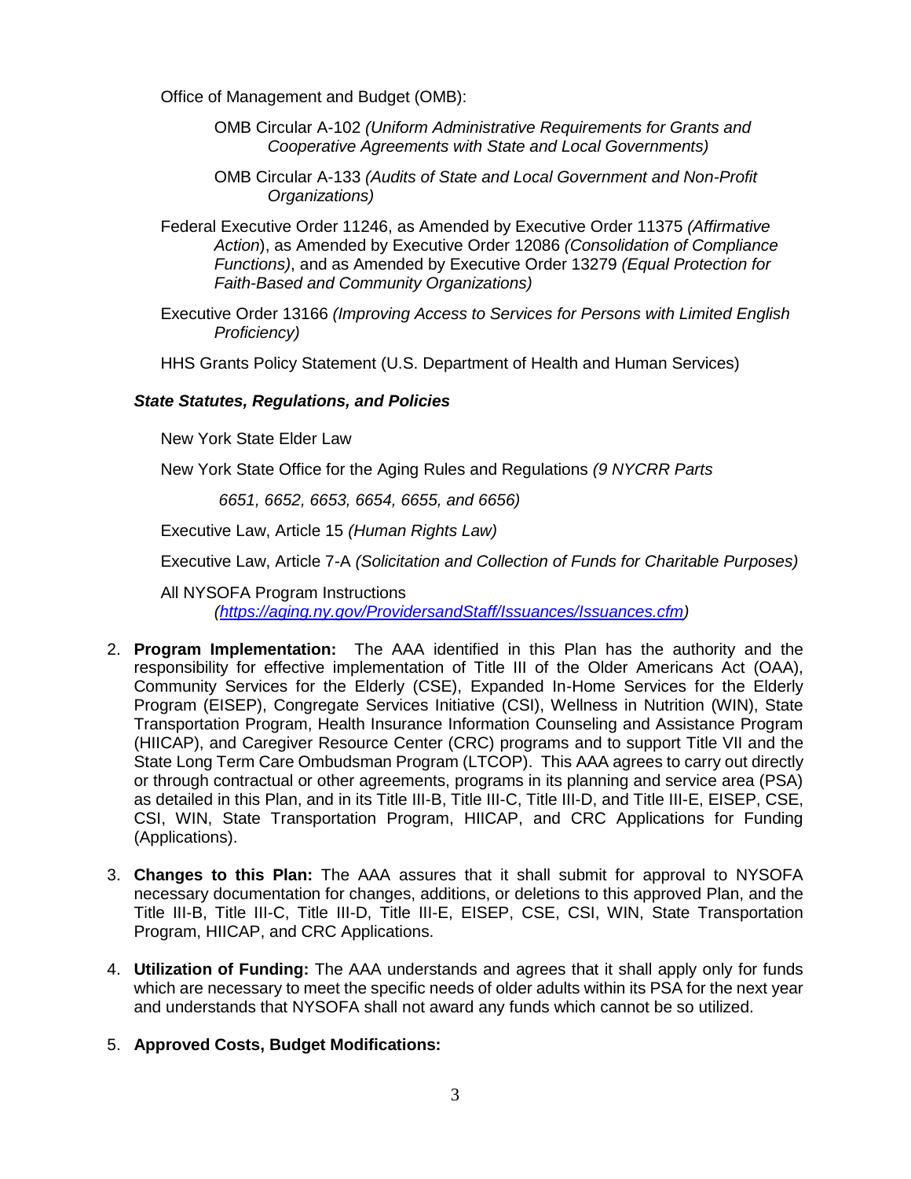Office of Management and Budget (OMB):

OMB Circular A-102 *(Uniform Administrative Requirements for Grants and Cooperative Agreements with State and Local Governments)*

OMB Circular A-133 *(Audits of State and Local Government and Non-Profit Organizations)*

Federal Executive Order 11246, as Amended by Executive Order 11375 *(Affirmative Action*), as Amended by Executive Order 12086 *(Consolidation of Compliance Functions)*, and as Amended by Executive Order 13279 *(Equal Protection for Faith-Based and Community Organizations)*

Executive Order 13166 *(Improving Access to Services for Persons with Limited English Proficiency)*

HHS Grants Policy Statement (U.S. Department of Health and Human Services)

***State Statutes, Regulations, and Policies***

New York State Elder Law

New York State Office for the Aging Rules and Regulations *(9 NYCRR Parts 6651, 6652, 6653, 6654, 6655, and 6656)*

Executive Law, Article 15 *(Human Rights Law)*

Executive Law, Article 7-A *(Solicitation and Collection of Funds for Charitable Purposes)*

All NYSOFA Program Instructions *([https://aging.ny.gov/ProvidersandStaff/Issuances/Issuances.cfm](https://aging.ny.gov/ProvidersandStaff/Issuances/Issuances.cfm))*

2. **Program Implementation:** The AAA identified in this Plan has the authority and the responsibility for effective implementation of Title III of the Older Americans Act (OAA), Community Services for the Elderly (CSE), Expanded In-Home Services for the Elderly Program (EISEP), Congregate Services Initiative (CSI), Wellness in Nutrition (WIN), State Transportation Program, Health Insurance Information Counseling and Assistance Program (HIICAP), and Caregiver Resource Center (CRC) programs and to support Title VII and the State Long Term Care Ombudsman Program (LTCOP). This AAA agrees to carry out directly or through contractual or other agreements, programs in its planning and service area (PSA) as detailed in this Plan, and in its Title III-B, Title III-C, Title III-D, and Title III-E, EISEP, CSE, CSI, WIN, State Transportation Program, HIICAP, and CRC Applications for Funding (Applications).

3. **Changes to this Plan:** The AAA assures that it shall submit for approval to NYSOFA necessary documentation for changes, additions, or deletions to this approved Plan, and the Title III-B, Title III-C, Title III-D, Title III-E, EISEP, CSE, CSI, WIN, State Transportation Program, HIICAP, and CRC Applications.

4. **Utilization of Funding:** The AAA understands and agrees that it shall apply only for funds which are necessary to meet the specific needs of older adults within its PSA for the next year and understands that NYSOFA shall not award any funds which cannot be so utilized.

5. **Approved Costs, Budget Modifications:**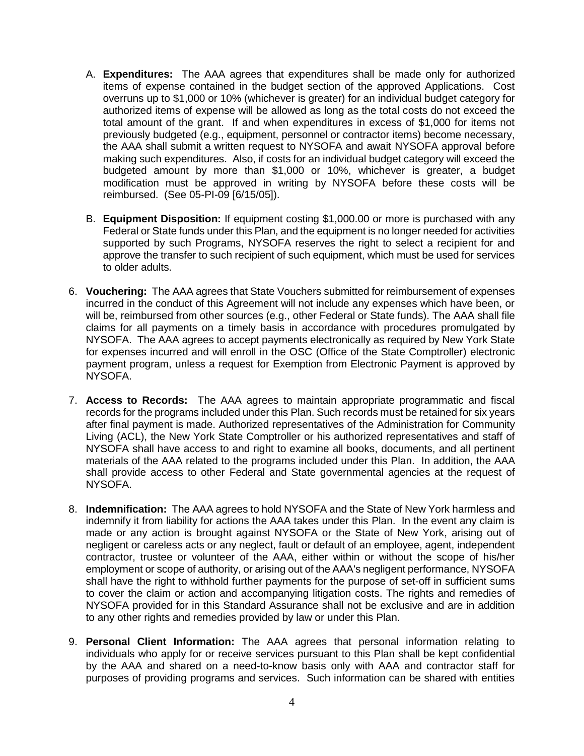A. **Expenditures:** The AAA agrees that expenditures shall be made only for authorized items of expense contained in the budget section of the approved Applications. Cost overruns up to $1,000 or 10% (whichever is greater) for an individual budget category for authorized items of expense will be allowed as long as the total costs do not exceed the total amount of the grant. If and when expenditures in excess of $1,000 for items not previously budgeted (e.g., equipment, personnel or contractor items) become necessary, the AAA shall submit a written request to NYSOFA and await NYSOFA approval before making such expenditures. Also, if costs for an individual budget category will exceed the budgeted amount by more than $1,000 or 10%, whichever is greater, a budget modification must be approved in writing by NYSOFA before these costs will be reimbursed. (See 05-PI-09 [6/15/05]).

B. **Equipment Disposition:** If equipment costing $1,000.00 or more is purchased with any Federal or State funds under this Plan, and the equipment is no longer needed for activities supported by such Programs, NYSOFA reserves the right to select a recipient for and approve the transfer to such recipient of such equipment, which must be used for services to older adults.

6. **Vouchering:** The AAA agrees that State Vouchers submitted for reimbursement of expenses incurred in the conduct of this Agreement will not include any expenses which have been, or will be, reimbursed from other sources (e.g., other Federal or State funds). The AAA shall file claims for all payments on a timely basis in accordance with procedures promulgated by NYSOFA. The AAA agrees to accept payments electronically as required by New York State for expenses incurred and will enroll in the OSC (Office of the State Comptroller) electronic payment program, unless a request for Exemption from Electronic Payment is approved by NYSOFA.

7. **Access to Records:** The AAA agrees to maintain appropriate programmatic and fiscal records for the programs included under this Plan. Such records must be retained for six years after final payment is made. Authorized representatives of the Administration for Community Living (ACL), the New York State Comptroller or his authorized representatives and staff of NYSOFA shall have access to and right to examine all books, documents, and all pertinent materials of the AAA related to the programs included under this Plan. In addition, the AAA shall provide access to other Federal and State governmental agencies at the request of NYSOFA.

8. **Indemnification:** The AAA agrees to hold NYSOFA and the State of New York harmless and indemnify it from liability for actions the AAA takes under this Plan. In the event any claim is made or any action is brought against NYSOFA or the State of New York, arising out of negligent or careless acts or any neglect, fault or default of an employee, agent, independent contractor, trustee or volunteer of the AAA, either within or without the scope of his/her employment or scope of authority, or arising out of the AAA's negligent performance, NYSOFA shall have the right to withhold further payments for the purpose of set-off in sufficient sums to cover the claim or action and accompanying litigation costs. The rights and remedies of NYSOFA provided for in this Standard Assurance shall not be exclusive and are in addition to any other rights and remedies provided by law or under this Plan.

9. **Personal Client Information:** The AAA agrees that personal information relating to individuals who apply for or receive services pursuant to this Plan shall be kept confidential by the AAA and shared on a need-to-know basis only with AAA and contractor staff for purposes of providing programs and services. Such information can be shared with entities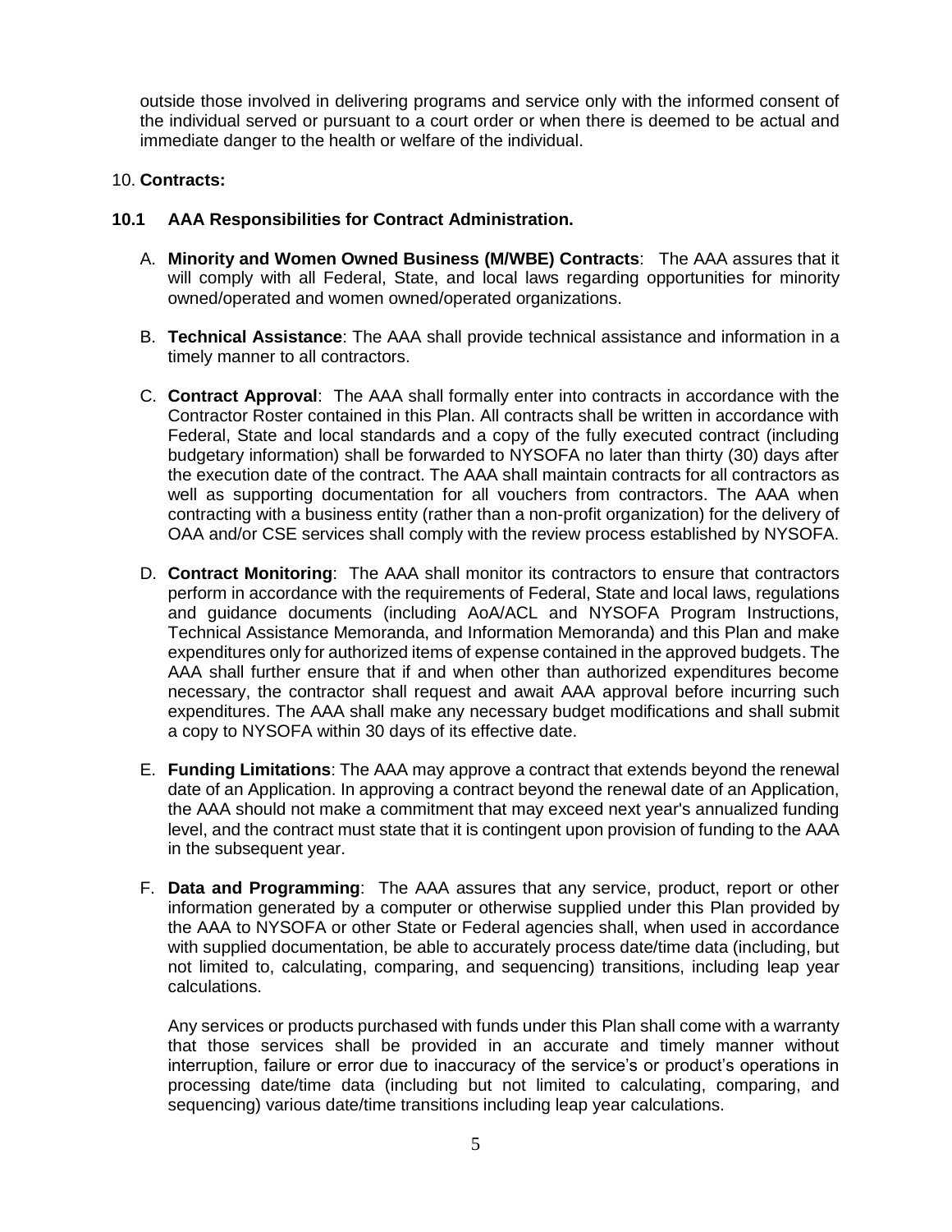outside those involved in delivering programs and service only with the informed consent of the individual served or pursuant to a court order or when there is deemed to be actual and immediate danger to the health or welfare of the individual.

10. **Contracts:**

### 10.1 AAA Responsibilities for Contract Administration.

A. **Minority and Women Owned Business (M/WBE) Contracts**: The AAA assures that it will comply with all Federal, State, and local laws regarding opportunities for minority owned/operated and women owned/operated organizations.

B. **Technical Assistance**: The AAA shall provide technical assistance and information in a timely manner to all contractors.

C. **Contract Approval**: The AAA shall formally enter into contracts in accordance with the Contractor Roster contained in this Plan. All contracts shall be written in accordance with Federal, State and local standards and a copy of the fully executed contract (including budgetary information) shall be forwarded to NYSOFA no later than thirty (30) days after the execution date of the contract. The AAA shall maintain contracts for all contractors as well as supporting documentation for all vouchers from contractors. The AAA when contracting with a business entity (rather than a non-profit organization) for the delivery of OAA and/or CSE services shall comply with the review process established by NYSOFA.

D. **Contract Monitoring**: The AAA shall monitor its contractors to ensure that contractors perform in accordance with the requirements of Federal, State and local laws, regulations and guidance documents (including AoA/ACL and NYSOFA Program Instructions, Technical Assistance Memoranda, and Information Memoranda) and this Plan and make expenditures only for authorized items of expense contained in the approved budgets. The AAA shall further ensure that if and when other than authorized expenditures become necessary, the contractor shall request and await AAA approval before incurring such expenditures. The AAA shall make any necessary budget modifications and shall submit a copy to NYSOFA within 30 days of its effective date.

E. **Funding Limitations**: The AAA may approve a contract that extends beyond the renewal date of an Application. In approving a contract beyond the renewal date of an Application, the AAA should not make a commitment that may exceed next year's annualized funding level, and the contract must state that it is contingent upon provision of funding to the AAA in the subsequent year.

F. **Data and Programming**: The AAA assures that any service, product, report or other information generated by a computer or otherwise supplied under this Plan provided by the AAA to NYSOFA or other State or Federal agencies shall, when used in accordance with supplied documentation, be able to accurately process date/time data (including, but not limited to, calculating, comparing, and sequencing) transitions, including leap year calculations.

   Any services or products purchased with funds under this Plan shall come with a warranty that those services shall be provided in an accurate and timely manner without interruption, failure or error due to inaccuracy of the service's or product's operations in processing date/time data (including but not limited to calculating, comparing, and sequencing) various date/time transitions including leap year calculations.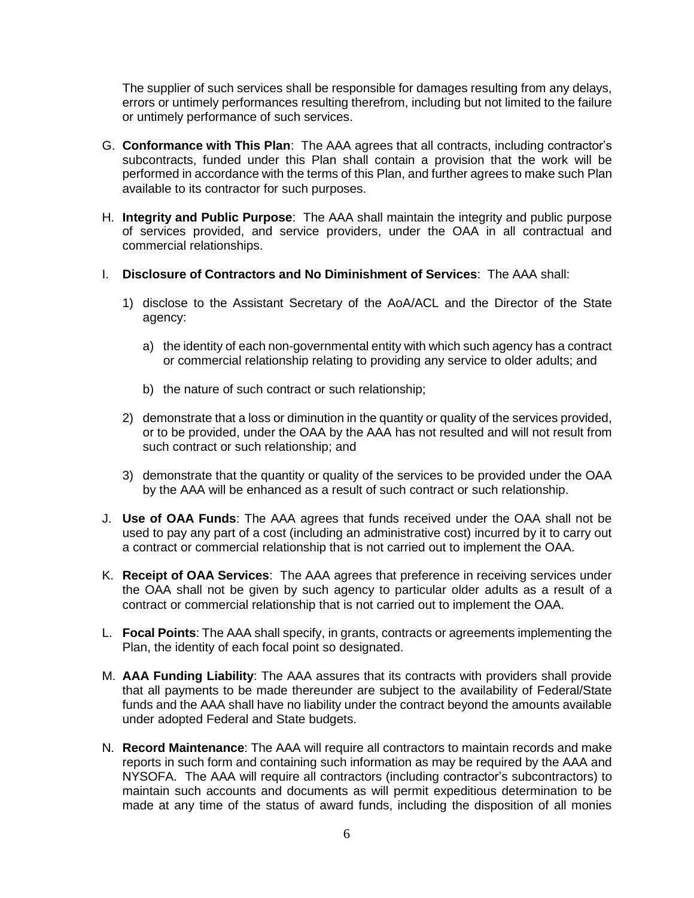The supplier of such services shall be responsible for damages resulting from any delays, errors or untimely performances resulting therefrom, including but not limited to the failure or untimely performance of such services.

G. **Conformance with This Plan**: The AAA agrees that all contracts, including contractor's subcontracts, funded under this Plan shall contain a provision that the work will be performed in accordance with the terms of this Plan, and further agrees to make such Plan available to its contractor for such purposes.

H. **Integrity and Public Purpose**: The AAA shall maintain the integrity and public purpose of services provided, and service providers, under the OAA in all contractual and commercial relationships.

I. **Disclosure of Contractors and No Diminishment of Services**: The AAA shall:

   1) disclose to the Assistant Secretary of the AoA/ACL and the Director of the State agency:

      a) the identity of each non-governmental entity with which such agency has a contract or commercial relationship relating to providing any service to older adults; and

      b) the nature of such contract or such relationship;

   2) demonstrate that a loss or diminution in the quantity or quality of the services provided, or to be provided, under the OAA by the AAA has not resulted and will not result from such contract or such relationship; and

   3) demonstrate that the quantity or quality of the services to be provided under the OAA by the AAA will be enhanced as a result of such contract or such relationship.

J. **Use of OAA Funds**: The AAA agrees that funds received under the OAA shall not be used to pay any part of a cost (including an administrative cost) incurred by it to carry out a contract or commercial relationship that is not carried out to implement the OAA.

K. **Receipt of OAA Services**: The AAA agrees that preference in receiving services under the OAA shall not be given by such agency to particular older adults as a result of a contract or commercial relationship that is not carried out to implement the OAA.

L. **Focal Points**: The AAA shall specify, in grants, contracts or agreements implementing the Plan, the identity of each focal point so designated.

M. **AAA Funding Liability**: The AAA assures that its contracts with providers shall provide that all payments to be made thereunder are subject to the availability of Federal/State funds and the AAA shall have no liability under the contract beyond the amounts available under adopted Federal and State budgets.

N. **Record Maintenance**: The AAA will require all contractors to maintain records and make reports in such form and containing such information as may be required by the AAA and NYSOFA. The AAA will require all contractors (including contractor's subcontractors) to maintain such accounts and documents as will permit expeditious determination to be made at any time of the status of award funds, including the disposition of all monies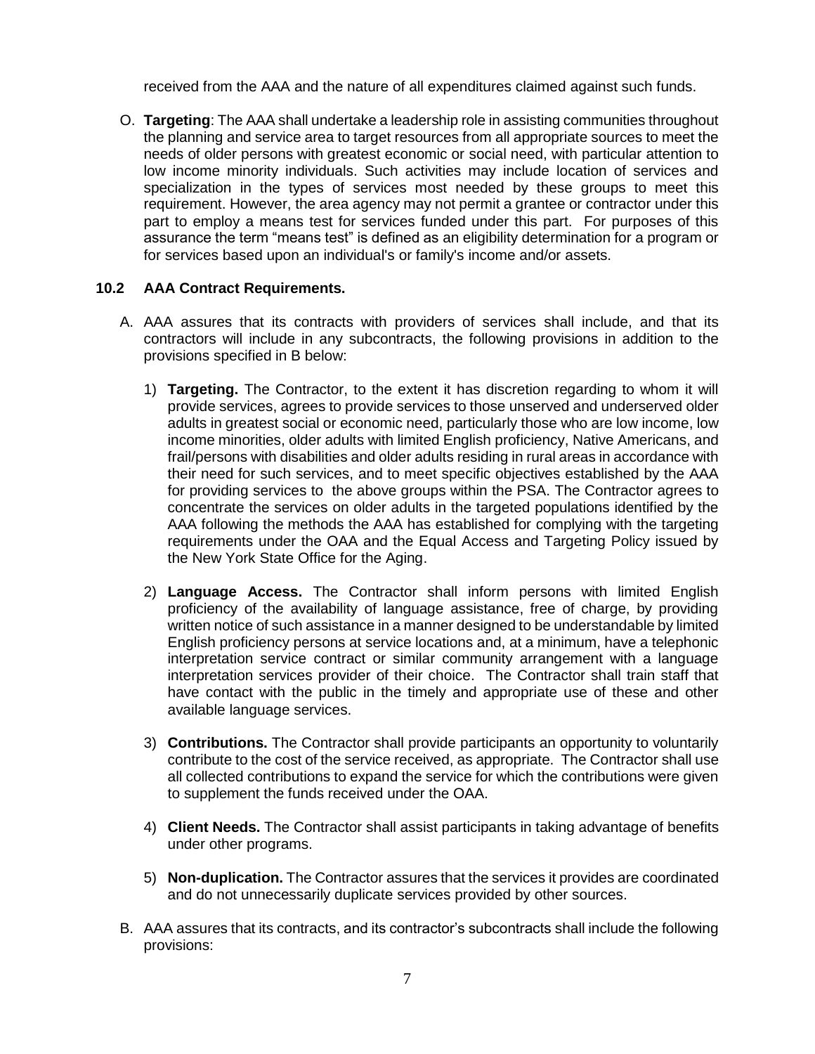received from the AAA and the nature of all expenditures claimed against such funds.

O. **Targeting**: The AAA shall undertake a leadership role in assisting communities throughout the planning and service area to target resources from all appropriate sources to meet the needs of older persons with greatest economic or social need, with particular attention to low income minority individuals. Such activities may include location of services and specialization in the types of services most needed by these groups to meet this requirement. However, the area agency may not permit a grantee or contractor under this part to employ a means test for services funded under this part. For purposes of this assurance the term "means test" is defined as an eligibility determination for a program or for services based upon an individual's or family's income and/or assets.

### 10.2 AAA Contract Requirements.

A. AAA assures that its contracts with providers of services shall include, and that its contractors will include in any subcontracts, the following provisions in addition to the provisions specified in B below:

1) **Targeting.** The Contractor, to the extent it has discretion regarding to whom it will provide services, agrees to provide services to those unserved and underserved older adults in greatest social or economic need, particularly those who are low income, low income minorities, older adults with limited English proficiency, Native Americans, and frail/persons with disabilities and older adults residing in rural areas in accordance with their need for such services, and to meet specific objectives established by the AAA for providing services to the above groups within the PSA. The Contractor agrees to concentrate the services on older adults in the targeted populations identified by the AAA following the methods the AAA has established for complying with the targeting requirements under the OAA and the Equal Access and Targeting Policy issued by the New York State Office for the Aging.

2) **Language Access.** The Contractor shall inform persons with limited English proficiency of the availability of language assistance, free of charge, by providing written notice of such assistance in a manner designed to be understandable by limited English proficiency persons at service locations and, at a minimum, have a telephonic interpretation service contract or similar community arrangement with a language interpretation services provider of their choice. The Contractor shall train staff that have contact with the public in the timely and appropriate use of these and other available language services.

3) **Contributions.** The Contractor shall provide participants an opportunity to voluntarily contribute to the cost of the service received, as appropriate. The Contractor shall use all collected contributions to expand the service for which the contributions were given to supplement the funds received under the OAA.

4) **Client Needs.** The Contractor shall assist participants in taking advantage of benefits under other programs.

5) **Non-duplication.** The Contractor assures that the services it provides are coordinated and do not unnecessarily duplicate services provided by other sources.

B. AAA assures that its contracts, and its contractor's subcontracts shall include the following provisions: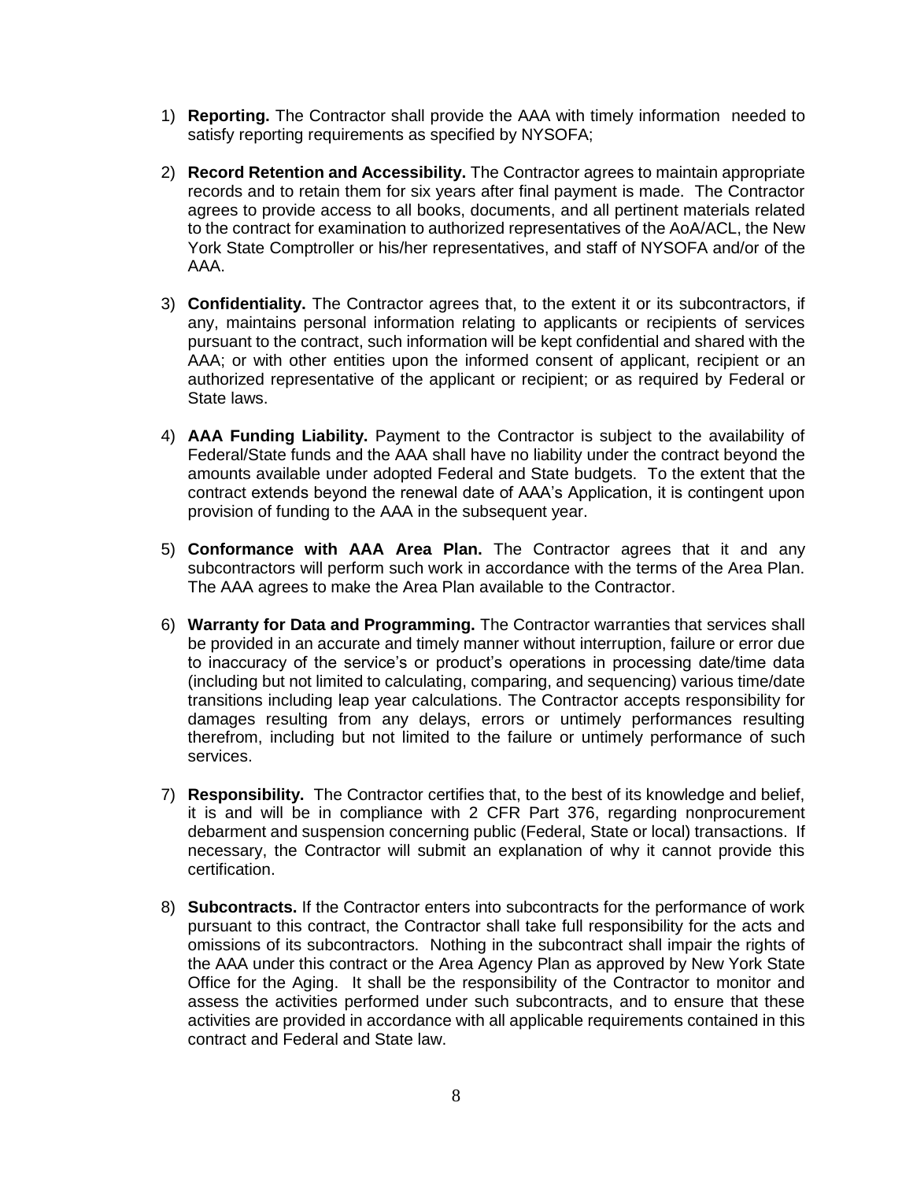1) **Reporting.** The Contractor shall provide the AAA with timely information needed to satisfy reporting requirements as specified by NYSOFA;

2) **Record Retention and Accessibility.** The Contractor agrees to maintain appropriate records and to retain them for six years after final payment is made. The Contractor agrees to provide access to all books, documents, and all pertinent materials related to the contract for examination to authorized representatives of the AoA/ACL, the New York State Comptroller or his/her representatives, and staff of NYSOFA and/or of the AAA.

3) **Confidentiality.** The Contractor agrees that, to the extent it or its subcontractors, if any, maintains personal information relating to applicants or recipients of services pursuant to the contract, such information will be kept confidential and shared with the AAA; or with other entities upon the informed consent of applicant, recipient or an authorized representative of the applicant or recipient; or as required by Federal or State laws.

4) **AAA Funding Liability.** Payment to the Contractor is subject to the availability of Federal/State funds and the AAA shall have no liability under the contract beyond the amounts available under adopted Federal and State budgets. To the extent that the contract extends beyond the renewal date of AAA's Application, it is contingent upon provision of funding to the AAA in the subsequent year.

5) **Conformance with AAA Area Plan.** The Contractor agrees that it and any subcontractors will perform such work in accordance with the terms of the Area Plan. The AAA agrees to make the Area Plan available to the Contractor.

6) **Warranty for Data and Programming.** The Contractor warranties that services shall be provided in an accurate and timely manner without interruption, failure or error due to inaccuracy of the service's or product's operations in processing date/time data (including but not limited to calculating, comparing, and sequencing) various time/date transitions including leap year calculations. The Contractor accepts responsibility for damages resulting from any delays, errors or untimely performances resulting therefrom, including but not limited to the failure or untimely performance of such services.

7) **Responsibility.** The Contractor certifies that, to the best of its knowledge and belief, it is and will be in compliance with 2 CFR Part 376, regarding nonprocurement debarment and suspension concerning public (Federal, State or local) transactions. If necessary, the Contractor will submit an explanation of why it cannot provide this certification.

8) **Subcontracts.** If the Contractor enters into subcontracts for the performance of work pursuant to this contract, the Contractor shall take full responsibility for the acts and omissions of its subcontractors. Nothing in the subcontract shall impair the rights of the AAA under this contract or the Area Agency Plan as approved by New York State Office for the Aging. It shall be the responsibility of the Contractor to monitor and assess the activities performed under such subcontracts, and to ensure that these activities are provided in accordance with all applicable requirements contained in this contract and Federal and State law.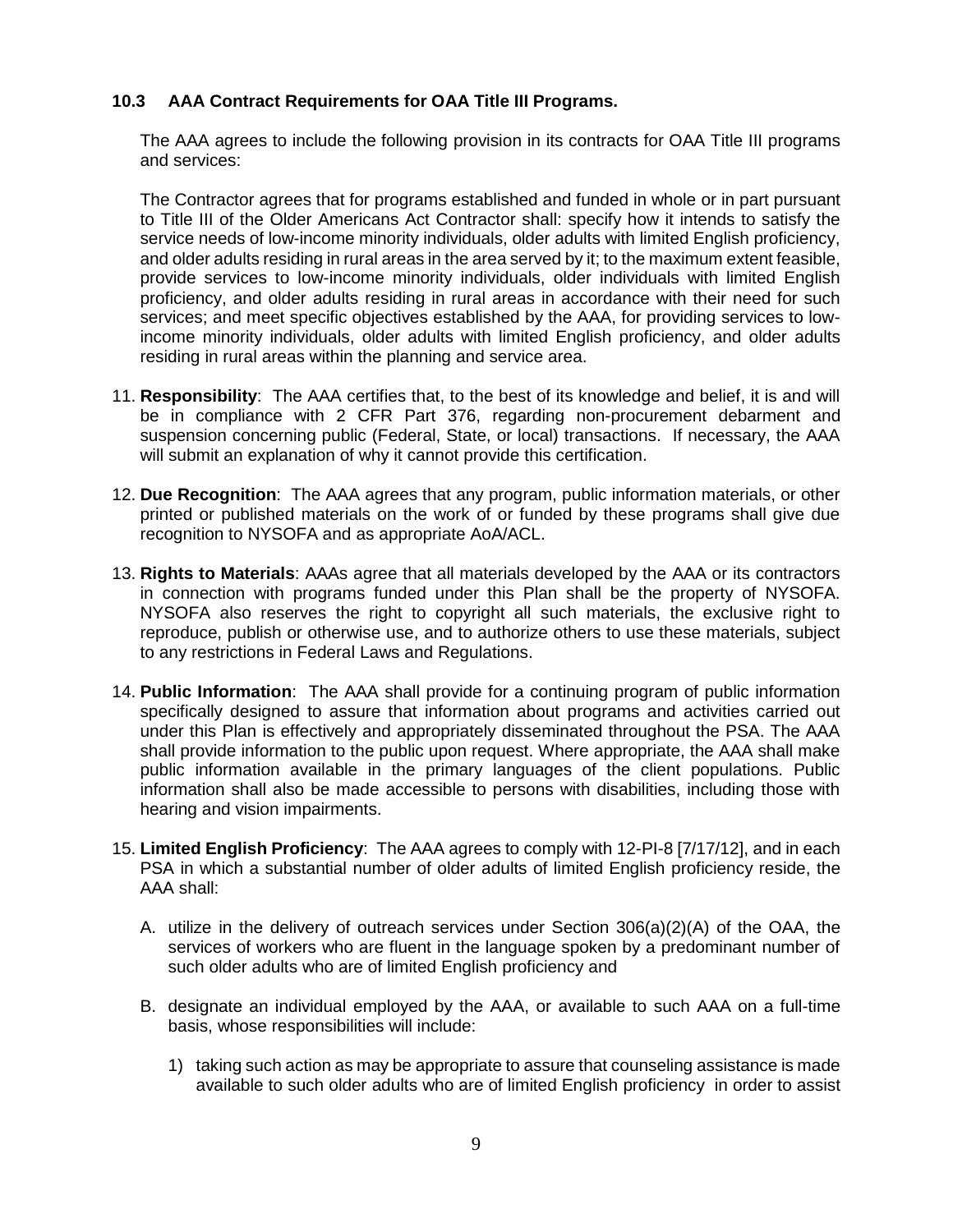### 10.3 AAA Contract Requirements for OAA Title III Programs.

The AAA agrees to include the following provision in its contracts for OAA Title III programs and services:

The Contractor agrees that for programs established and funded in whole or in part pursuant to Title III of the Older Americans Act Contractor shall: specify how it intends to satisfy the service needs of low-income minority individuals, older adults with limited English proficiency, and older adults residing in rural areas in the area served by it; to the maximum extent feasible, provide services to low-income minority individuals, older individuals with limited English proficiency, and older adults residing in rural areas in accordance with their need for such services; and meet specific objectives established by the AAA, for providing services to low-income minority individuals, older adults with limited English proficiency, and older adults residing in rural areas within the planning and service area.

11. **Responsibility**: The AAA certifies that, to the best of its knowledge and belief, it is and will be in compliance with 2 CFR Part 376, regarding non-procurement debarment and suspension concerning public (Federal, State, or local) transactions. If necessary, the AAA will submit an explanation of why it cannot provide this certification.

12. **Due Recognition**: The AAA agrees that any program, public information materials, or other printed or published materials on the work of or funded by these programs shall give due recognition to NYSOFA and as appropriate AoA/ACL.

13. **Rights to Materials**: AAAs agree that all materials developed by the AAA or its contractors in connection with programs funded under this Plan shall be the property of NYSOFA. NYSOFA also reserves the right to copyright all such materials, the exclusive right to reproduce, publish or otherwise use, and to authorize others to use these materials, subject to any restrictions in Federal Laws and Regulations.

14. **Public Information**: The AAA shall provide for a continuing program of public information specifically designed to assure that information about programs and activities carried out under this Plan is effectively and appropriately disseminated throughout the PSA. The AAA shall provide information to the public upon request. Where appropriate, the AAA shall make public information available in the primary languages of the client populations. Public information shall also be made accessible to persons with disabilities, including those with hearing and vision impairments.

15. **Limited English Proficiency**: The AAA agrees to comply with 12-PI-8 [7/17/12], and in each PSA in which a substantial number of older adults of limited English proficiency reside, the AAA shall:

    A. utilize in the delivery of outreach services under Section 306(a)(2)(A) of the OAA, the services of workers who are fluent in the language spoken by a predominant number of such older adults who are of limited English proficiency and

    B. designate an individual employed by the AAA, or available to such AAA on a full-time basis, whose responsibilities will include:

        1) taking such action as may be appropriate to assure that counseling assistance is made available to such older adults who are of limited English proficiency in order to assist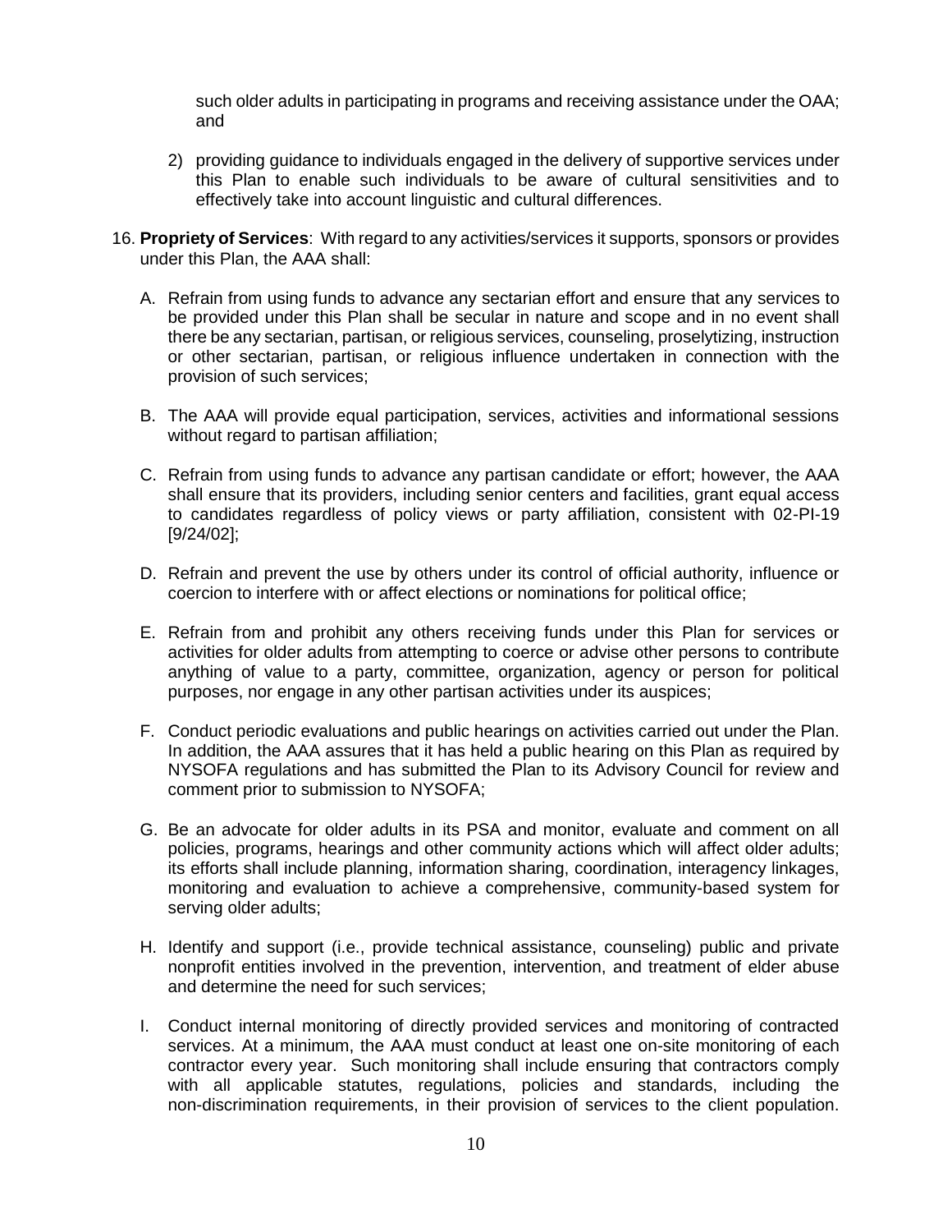such older adults in participating in programs and receiving assistance under the OAA; and

2) providing guidance to individuals engaged in the delivery of supportive services under this Plan to enable such individuals to be aware of cultural sensitivities and to effectively take into account linguistic and cultural differences.

16. **Propriety of Services**: With regard to any activities/services it supports, sponsors or provides under this Plan, the AAA shall:

   A. Refrain from using funds to advance any sectarian effort and ensure that any services to be provided under this Plan shall be secular in nature and scope and in no event shall there be any sectarian, partisan, or religious services, counseling, proselytizing, instruction or other sectarian, partisan, or religious influence undertaken in connection with the provision of such services;

   B. The AAA will provide equal participation, services, activities and informational sessions without regard to partisan affiliation;

   C. Refrain from using funds to advance any partisan candidate or effort; however, the AAA shall ensure that its providers, including senior centers and facilities, grant equal access to candidates regardless of policy views or party affiliation, consistent with 02-PI-19 [9/24/02];

   D. Refrain and prevent the use by others under its control of official authority, influence or coercion to interfere with or affect elections or nominations for political office;

   E. Refrain from and prohibit any others receiving funds under this Plan for services or activities for older adults from attempting to coerce or advise other persons to contribute anything of value to a party, committee, organization, agency or person for political purposes, nor engage in any other partisan activities under its auspices;

   F. Conduct periodic evaluations and public hearings on activities carried out under the Plan. In addition, the AAA assures that it has held a public hearing on this Plan as required by NYSOFA regulations and has submitted the Plan to its Advisory Council for review and comment prior to submission to NYSOFA;

   G. Be an advocate for older adults in its PSA and monitor, evaluate and comment on all policies, programs, hearings and other community actions which will affect older adults; its efforts shall include planning, information sharing, coordination, interagency linkages, monitoring and evaluation to achieve a comprehensive, community-based system for serving older adults;

   H. Identify and support (i.e., provide technical assistance, counseling) public and private nonprofit entities involved in the prevention, intervention, and treatment of elder abuse and determine the need for such services;

   I. Conduct internal monitoring of directly provided services and monitoring of contracted services. At a minimum, the AAA must conduct at least one on-site monitoring of each contractor every year. Such monitoring shall include ensuring that contractors comply with all applicable statutes, regulations, policies and standards, including the non-discrimination requirements, in their provision of services to the client population.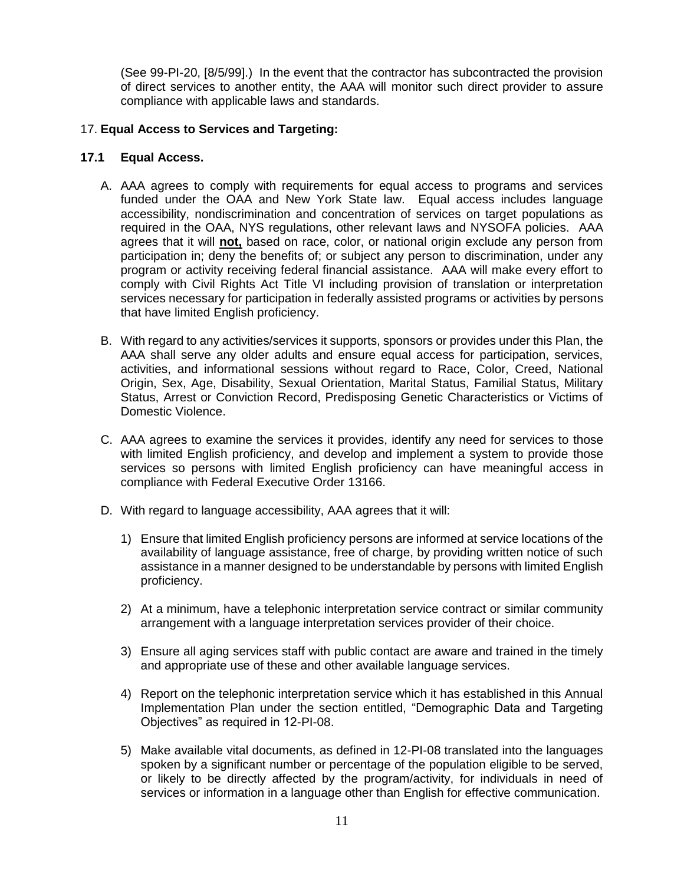(See 99-PI-20, [8/5/99].) In the event that the contractor has subcontracted the provision of direct services to another entity, the AAA will monitor such direct provider to assure compliance with applicable laws and standards.

17. **Equal Access to Services and Targeting:**

**17.1 Equal Access.**

A. AAA agrees to comply with requirements for equal access to programs and services funded under the OAA and New York State law. Equal access includes language accessibility, nondiscrimination and concentration of services on target populations as required in the OAA, NYS regulations, other relevant laws and NYSOFA policies. AAA agrees that it will **not,** based on race, color, or national origin exclude any person from participation in; deny the benefits of; or subject any person to discrimination, under any program or activity receiving federal financial assistance. AAA will make every effort to comply with Civil Rights Act Title VI including provision of translation or interpretation services necessary for participation in federally assisted programs or activities by persons that have limited English proficiency.

B. With regard to any activities/services it supports, sponsors or provides under this Plan, the AAA shall serve any older adults and ensure equal access for participation, services, activities, and informational sessions without regard to Race, Color, Creed, National Origin, Sex, Age, Disability, Sexual Orientation, Marital Status, Familial Status, Military Status, Arrest or Conviction Record, Predisposing Genetic Characteristics or Victims of Domestic Violence.

C. AAA agrees to examine the services it provides, identify any need for services to those with limited English proficiency, and develop and implement a system to provide those services so persons with limited English proficiency can have meaningful access in compliance with Federal Executive Order 13166.

D. With regard to language accessibility, AAA agrees that it will:

1) Ensure that limited English proficiency persons are informed at service locations of the availability of language assistance, free of charge, by providing written notice of such assistance in a manner designed to be understandable by persons with limited English proficiency.

2) At a minimum, have a telephonic interpretation service contract or similar community arrangement with a language interpretation services provider of their choice.

3) Ensure all aging services staff with public contact are aware and trained in the timely and appropriate use of these and other available language services.

4) Report on the telephonic interpretation service which it has established in this Annual Implementation Plan under the section entitled, "Demographic Data and Targeting Objectives" as required in 12-PI-08.

5) Make available vital documents, as defined in 12-PI-08 translated into the languages spoken by a significant number or percentage of the population eligible to be served, or likely to be directly affected by the program/activity, for individuals in need of services or information in a language other than English for effective communication.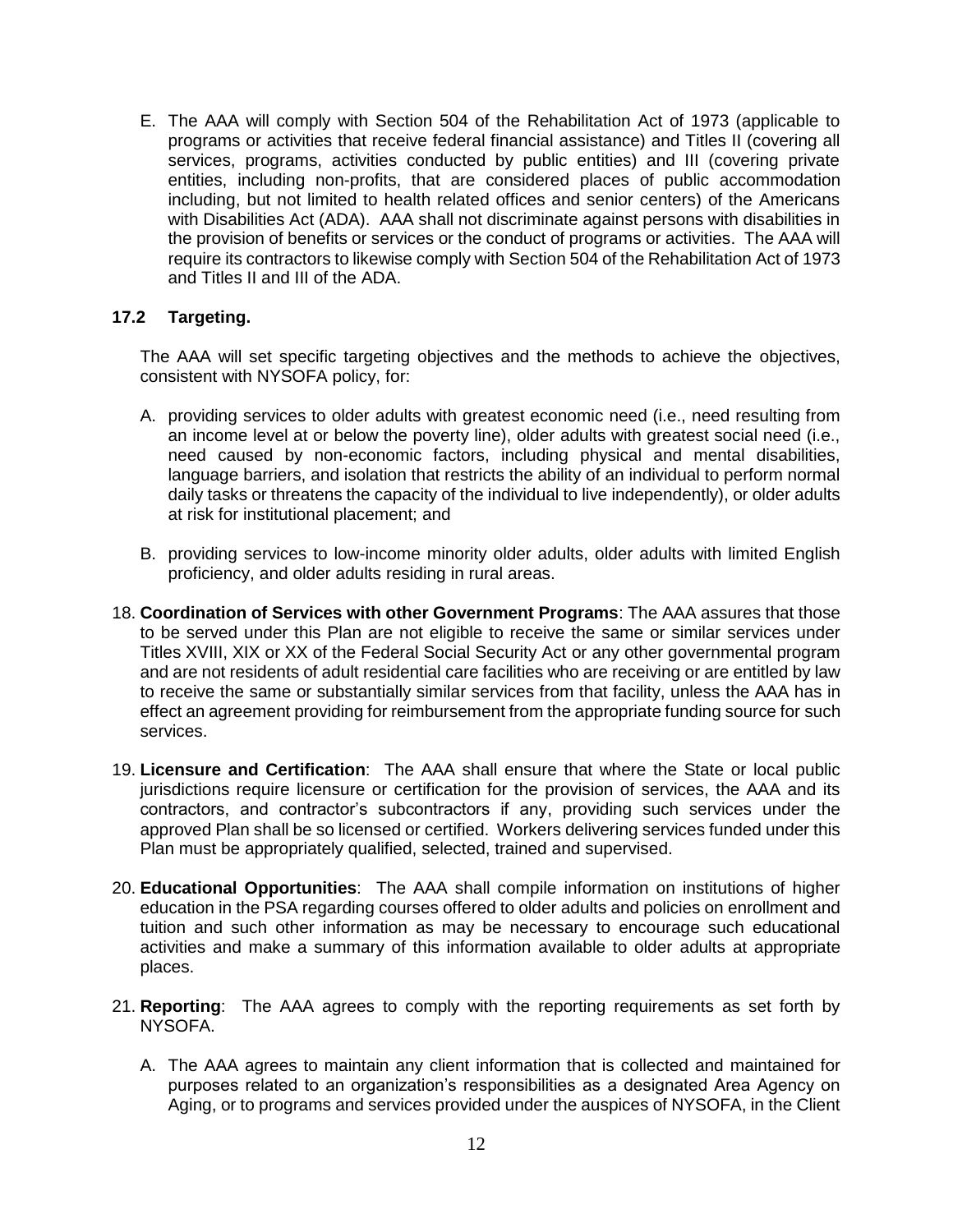E. The AAA will comply with Section 504 of the Rehabilitation Act of 1973 (applicable to programs or activities that receive federal financial assistance) and Titles II (covering all services, programs, activities conducted by public entities) and III (covering private entities, including non-profits, that are considered places of public accommodation including, but not limited to health related offices and senior centers) of the Americans with Disabilities Act (ADA). AAA shall not discriminate against persons with disabilities in the provision of benefits or services or the conduct of programs or activities. The AAA will require its contractors to likewise comply with Section 504 of the Rehabilitation Act of 1973 and Titles II and III of the ADA.

**17.2 Targeting.**

The AAA will set specific targeting objectives and the methods to achieve the objectives, consistent with NYSOFA policy, for:

A. providing services to older adults with greatest economic need (i.e., need resulting from an income level at or below the poverty line), older adults with greatest social need (i.e., need caused by non-economic factors, including physical and mental disabilities, language barriers, and isolation that restricts the ability of an individual to perform normal daily tasks or threatens the capacity of the individual to live independently), or older adults at risk for institutional placement; and

B. providing services to low-income minority older adults, older adults with limited English proficiency, and older adults residing in rural areas.

18. **Coordination of Services with other Government Programs**: The AAA assures that those to be served under this Plan are not eligible to receive the same or similar services under Titles XVIII, XIX or XX of the Federal Social Security Act or any other governmental program and are not residents of adult residential care facilities who are receiving or are entitled by law to receive the same or substantially similar services from that facility, unless the AAA has in effect an agreement providing for reimbursement from the appropriate funding source for such services.

19. **Licensure and Certification**: The AAA shall ensure that where the State or local public jurisdictions require licensure or certification for the provision of services, the AAA and its contractors, and contractor's subcontractors if any, providing such services under the approved Plan shall be so licensed or certified. Workers delivering services funded under this Plan must be appropriately qualified, selected, trained and supervised.

20. **Educational Opportunities**: The AAA shall compile information on institutions of higher education in the PSA regarding courses offered to older adults and policies on enrollment and tuition and such other information as may be necessary to encourage such educational activities and make a summary of this information available to older adults at appropriate places.

21. **Reporting**: The AAA agrees to comply with the reporting requirements as set forth by NYSOFA.

    A. The AAA agrees to maintain any client information that is collected and maintained for purposes related to an organization's responsibilities as a designated Area Agency on Aging, or to programs and services provided under the auspices of NYSOFA, in the Client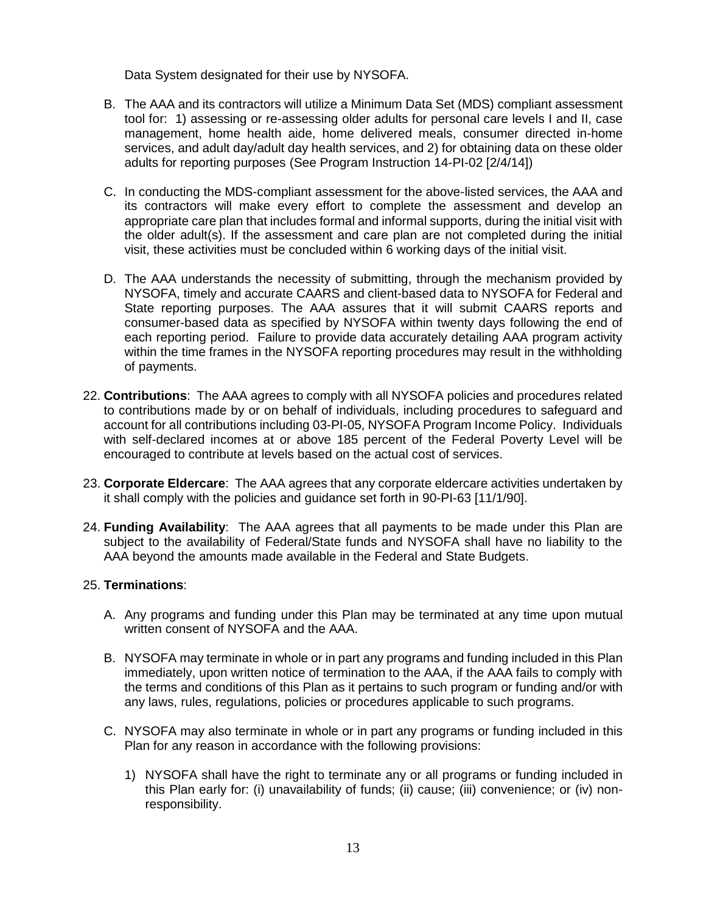Data System designated for their use by NYSOFA.

B. The AAA and its contractors will utilize a Minimum Data Set (MDS) compliant assessment tool for: 1) assessing or re-assessing older adults for personal care levels I and II, case management, home health aide, home delivered meals, consumer directed in-home services, and adult day/adult day health services, and 2) for obtaining data on these older adults for reporting purposes (See Program Instruction 14-PI-02 [2/4/14])

C. In conducting the MDS-compliant assessment for the above-listed services, the AAA and its contractors will make every effort to complete the assessment and develop an appropriate care plan that includes formal and informal supports, during the initial visit with the older adult(s). If the assessment and care plan are not completed during the initial visit, these activities must be concluded within 6 working days of the initial visit.

D. The AAA understands the necessity of submitting, through the mechanism provided by NYSOFA, timely and accurate CAARS and client-based data to NYSOFA for Federal and State reporting purposes. The AAA assures that it will submit CAARS reports and consumer-based data as specified by NYSOFA within twenty days following the end of each reporting period. Failure to provide data accurately detailing AAA program activity within the time frames in the NYSOFA reporting procedures may result in the withholding of payments.

22. **Contributions**: The AAA agrees to comply with all NYSOFA policies and procedures related to contributions made by or on behalf of individuals, including procedures to safeguard and account for all contributions including 03-PI-05, NYSOFA Program Income Policy. Individuals with self-declared incomes at or above 185 percent of the Federal Poverty Level will be encouraged to contribute at levels based on the actual cost of services.

23. **Corporate Eldercare**: The AAA agrees that any corporate eldercare activities undertaken by it shall comply with the policies and guidance set forth in 90-PI-63 [11/1/90].

24. **Funding Availability**: The AAA agrees that all payments to be made under this Plan are subject to the availability of Federal/State funds and NYSOFA shall have no liability to the AAA beyond the amounts made available in the Federal and State Budgets.

25. **Terminations**:

A. Any programs and funding under this Plan may be terminated at any time upon mutual written consent of NYSOFA and the AAA.

B. NYSOFA may terminate in whole or in part any programs and funding included in this Plan immediately, upon written notice of termination to the AAA, if the AAA fails to comply with the terms and conditions of this Plan as it pertains to such program or funding and/or with any laws, rules, regulations, policies or procedures applicable to such programs.

C. NYSOFA may also terminate in whole or in part any programs or funding included in this Plan for any reason in accordance with the following provisions:

1) NYSOFA shall have the right to terminate any or all programs or funding included in this Plan early for: (i) unavailability of funds; (ii) cause; (iii) convenience; or (iv) non-responsibility.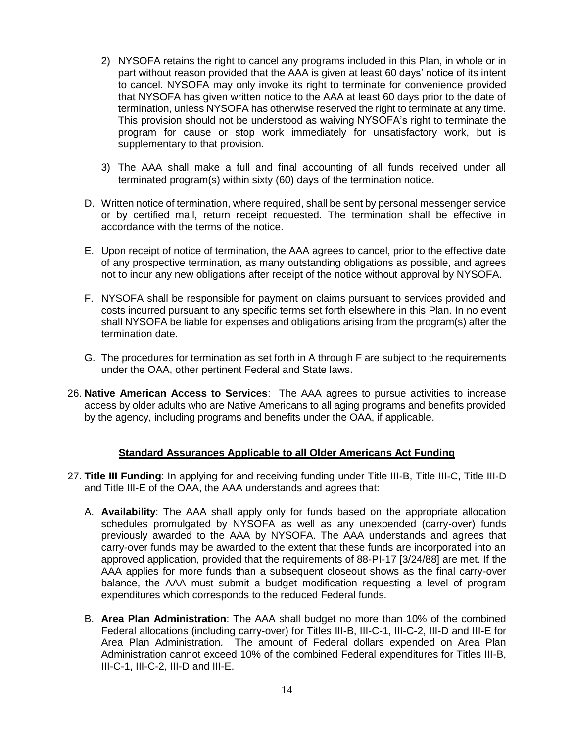2) NYSOFA retains the right to cancel any programs included in this Plan, in whole or in part without reason provided that the AAA is given at least 60 days' notice of its intent to cancel. NYSOFA may only invoke its right to terminate for convenience provided that NYSOFA has given written notice to the AAA at least 60 days prior to the date of termination, unless NYSOFA has otherwise reserved the right to terminate at any time. This provision should not be understood as waiving NYSOFA's right to terminate the program for cause or stop work immediately for unsatisfactory work, but is supplementary to that provision.

3) The AAA shall make a full and final accounting of all funds received under all terminated program(s) within sixty (60) days of the termination notice.

D. Written notice of termination, where required, shall be sent by personal messenger service or by certified mail, return receipt requested. The termination shall be effective in accordance with the terms of the notice.

E. Upon receipt of notice of termination, the AAA agrees to cancel, prior to the effective date of any prospective termination, as many outstanding obligations as possible, and agrees not to incur any new obligations after receipt of the notice without approval by NYSOFA.

F. NYSOFA shall be responsible for payment on claims pursuant to services provided and costs incurred pursuant to any specific terms set forth elsewhere in this Plan. In no event shall NYSOFA be liable for expenses and obligations arising from the program(s) after the termination date.

G. The procedures for termination as set forth in A through F are subject to the requirements under the OAA, other pertinent Federal and State laws.

26. **Native American Access to Services**: The AAA agrees to pursue activities to increase access by older adults who are Native Americans to all aging programs and benefits provided by the agency, including programs and benefits under the OAA, if applicable.

**Standard Assurances Applicable to all Older Americans Act Funding**

27. **Title III Funding**: In applying for and receiving funding under Title III-B, Title III-C, Title III-D and Title III-E of the OAA, the AAA understands and agrees that:

A. **Availability**: The AAA shall apply only for funds based on the appropriate allocation schedules promulgated by NYSOFA as well as any unexpended (carry-over) funds previously awarded to the AAA by NYSOFA. The AAA understands and agrees that carry-over funds may be awarded to the extent that these funds are incorporated into an approved application, provided that the requirements of 88-PI-17 [3/24/88] are met. If the AAA applies for more funds than a subsequent closeout shows as the final carry-over balance, the AAA must submit a budget modification requesting a level of program expenditures which corresponds to the reduced Federal funds.

B. **Area Plan Administration**: The AAA shall budget no more than 10% of the combined Federal allocations (including carry-over) for Titles III-B, III-C-1, III-C-2, III-D and III-E for Area Plan Administration. The amount of Federal dollars expended on Area Plan Administration cannot exceed 10% of the combined Federal expenditures for Titles III-B, III-C-1, III-C-2, III-D and III-E.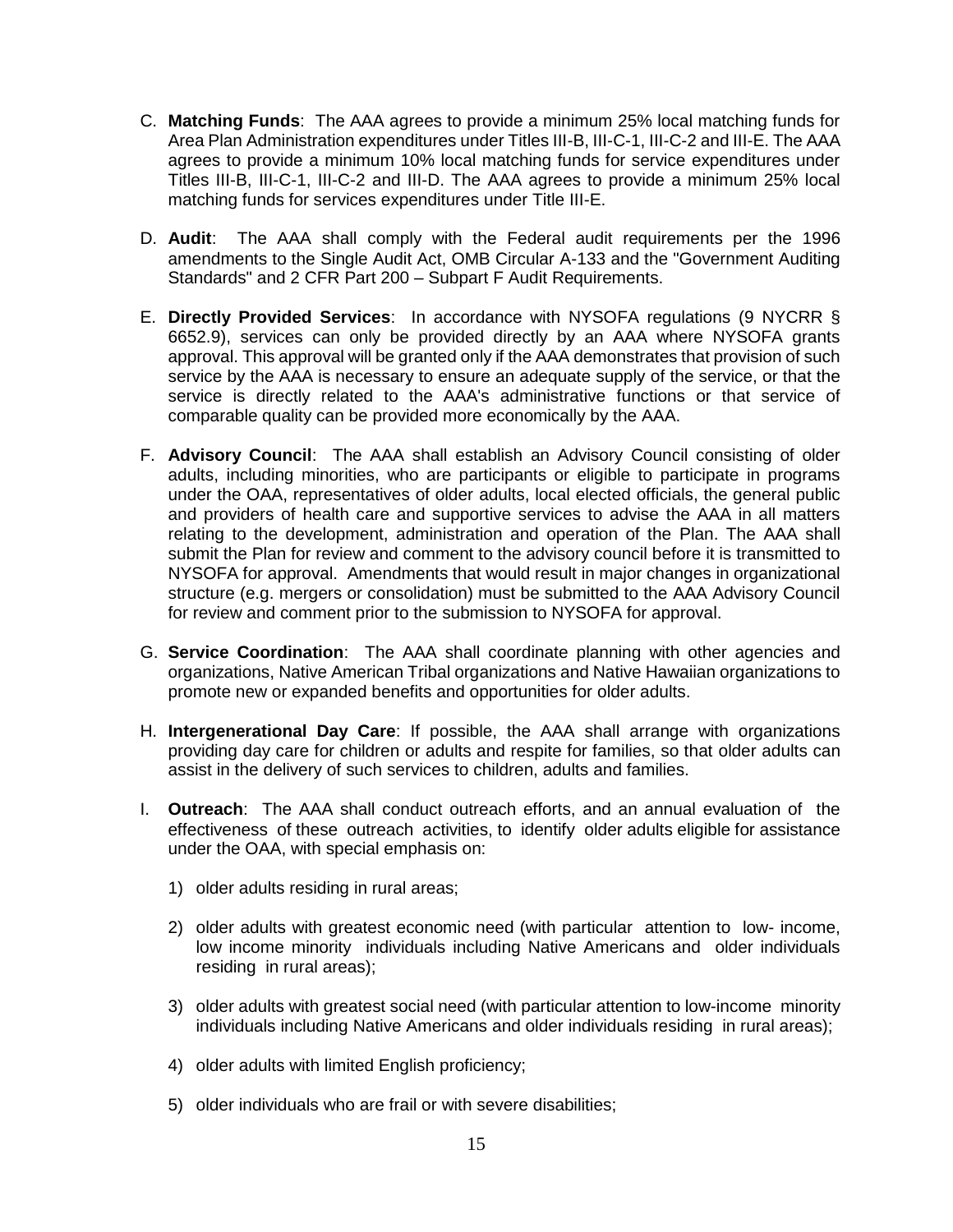C. **Matching Funds**: The AAA agrees to provide a minimum 25% local matching funds for Area Plan Administration expenditures under Titles III-B, III-C-1, III-C-2 and III-E. The AAA agrees to provide a minimum 10% local matching funds for service expenditures under Titles III-B, III-C-1, III-C-2 and III-D. The AAA agrees to provide a minimum 25% local matching funds for services expenditures under Title III-E.

D. **Audit**: The AAA shall comply with the Federal audit requirements per the 1996 amendments to the Single Audit Act, OMB Circular A-133 and the "Government Auditing Standards" and 2 CFR Part 200 – Subpart F Audit Requirements.

E. **Directly Provided Services**: In accordance with NYSOFA regulations (9 NYCRR § 6652.9), services can only be provided directly by an AAA where NYSOFA grants approval. This approval will be granted only if the AAA demonstrates that provision of such service by the AAA is necessary to ensure an adequate supply of the service, or that the service is directly related to the AAA's administrative functions or that service of comparable quality can be provided more economically by the AAA.

F. **Advisory Council**: The AAA shall establish an Advisory Council consisting of older adults, including minorities, who are participants or eligible to participate in programs under the OAA, representatives of older adults, local elected officials, the general public and providers of health care and supportive services to advise the AAA in all matters relating to the development, administration and operation of the Plan. The AAA shall submit the Plan for review and comment to the advisory council before it is transmitted to NYSOFA for approval. Amendments that would result in major changes in organizational structure (e.g. mergers or consolidation) must be submitted to the AAA Advisory Council for review and comment prior to the submission to NYSOFA for approval.

G. **Service Coordination**: The AAA shall coordinate planning with other agencies and organizations, Native American Tribal organizations and Native Hawaiian organizations to promote new or expanded benefits and opportunities for older adults.

H. **Intergenerational Day Care**: If possible, the AAA shall arrange with organizations providing day care for children or adults and respite for families, so that older adults can assist in the delivery of such services to children, adults and families.

I. **Outreach**: The AAA shall conduct outreach efforts, and an annual evaluation of the effectiveness of these outreach activities, to identify older adults eligible for assistance under the OAA, with special emphasis on:

   1) older adults residing in rural areas;

   2) older adults with greatest economic need (with particular attention to low- income, low income minority individuals including Native Americans and older individuals residing in rural areas);

   3) older adults with greatest social need (with particular attention to low-income minority individuals including Native Americans and older individuals residing in rural areas);

   4) older adults with limited English proficiency;

   5) older individuals who are frail or with severe disabilities;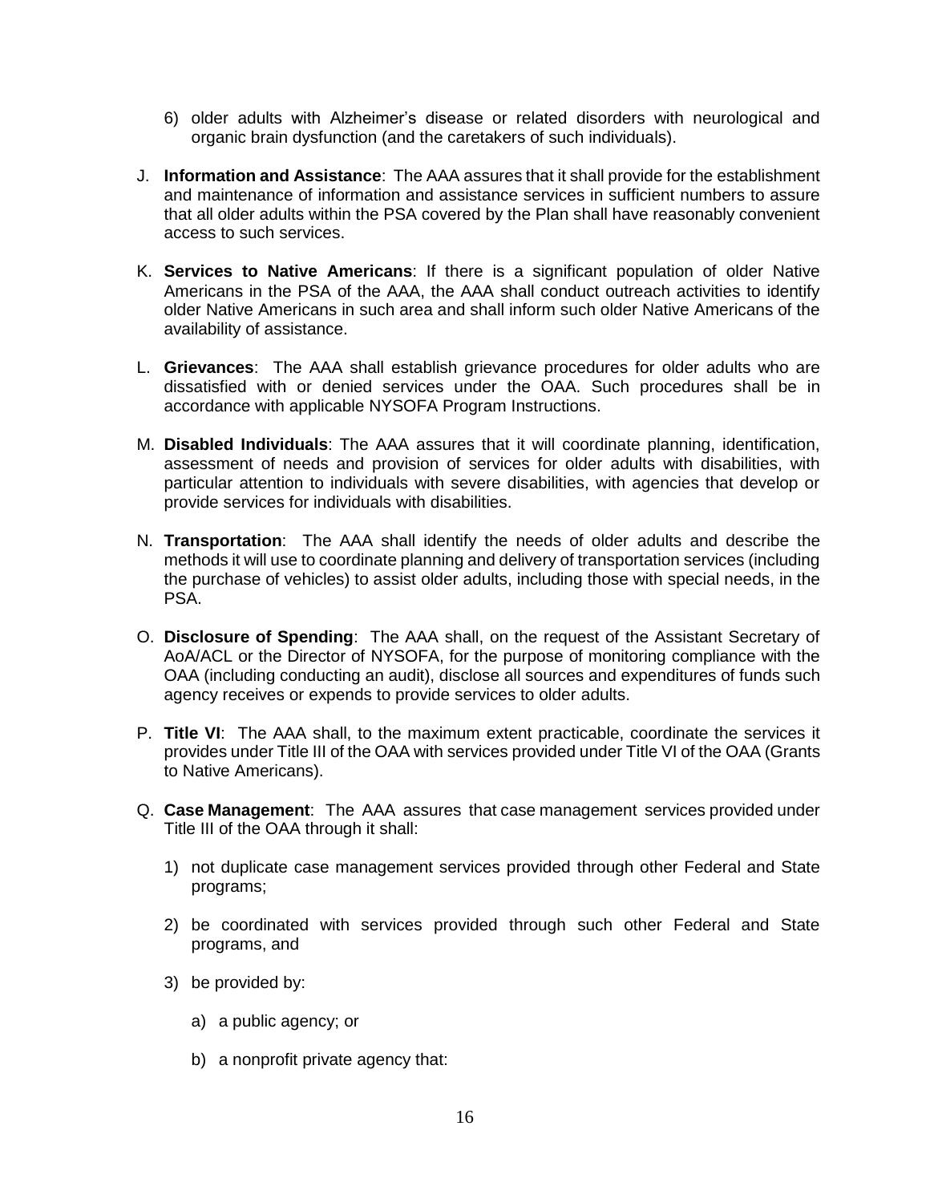6) older adults with Alzheimer's disease or related disorders with neurological and organic brain dysfunction (and the caretakers of such individuals).

J. **Information and Assistance**: The AAA assures that it shall provide for the establishment and maintenance of information and assistance services in sufficient numbers to assure that all older adults within the PSA covered by the Plan shall have reasonably convenient access to such services.

K. **Services to Native Americans**: If there is a significant population of older Native Americans in the PSA of the AAA, the AAA shall conduct outreach activities to identify older Native Americans in such area and shall inform such older Native Americans of the availability of assistance.

L. **Grievances**: The AAA shall establish grievance procedures for older adults who are dissatisfied with or denied services under the OAA. Such procedures shall be in accordance with applicable NYSOFA Program Instructions.

M. **Disabled Individuals**: The AAA assures that it will coordinate planning, identification, assessment of needs and provision of services for older adults with disabilities, with particular attention to individuals with severe disabilities, with agencies that develop or provide services for individuals with disabilities.

N. **Transportation**: The AAA shall identify the needs of older adults and describe the methods it will use to coordinate planning and delivery of transportation services (including the purchase of vehicles) to assist older adults, including those with special needs, in the PSA.

O. **Disclosure of Spending**: The AAA shall, on the request of the Assistant Secretary of AoA/ACL or the Director of NYSOFA, for the purpose of monitoring compliance with the OAA (including conducting an audit), disclose all sources and expenditures of funds such agency receives or expends to provide services to older adults.

P. **Title VI**: The AAA shall, to the maximum extent practicable, coordinate the services it provides under Title III of the OAA with services provided under Title VI of the OAA (Grants to Native Americans).

Q. **Case Management**: The AAA assures that case management services provided under Title III of the OAA through it shall:

1) not duplicate case management services provided through other Federal and State programs;

2) be coordinated with services provided through such other Federal and State programs, and

3) be provided by:

   a) a public agency; or

   b) a nonprofit private agency that: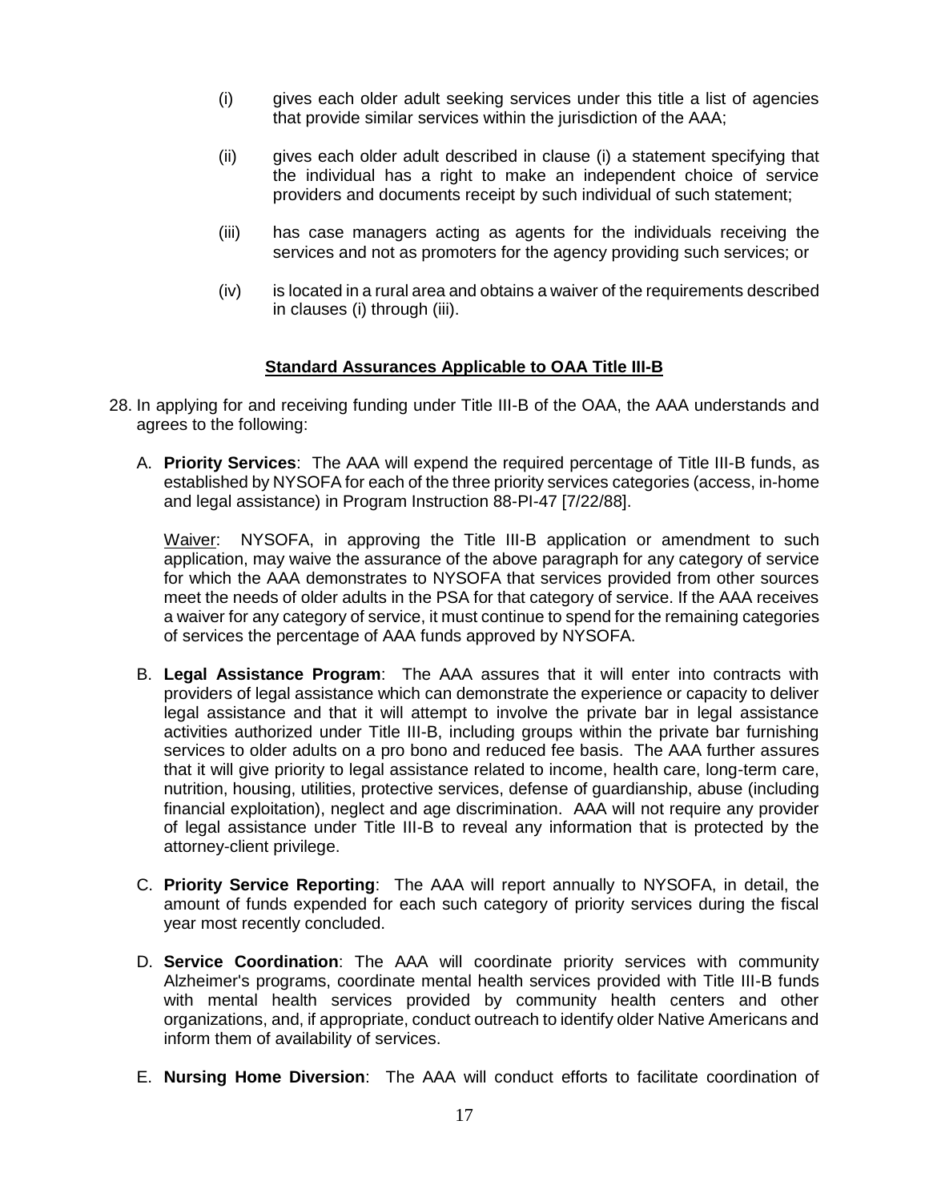(i) gives each older adult seeking services under this title a list of agencies that provide similar services within the jurisdiction of the AAA;

(ii) gives each older adult described in clause (i) a statement specifying that the individual has a right to make an independent choice of service providers and documents receipt by such individual of such statement;

(iii) has case managers acting as agents for the individuals receiving the services and not as promoters for the agency providing such services; or

(iv) is located in a rural area and obtains a waiver of the requirements described in clauses (i) through (iii).

## Standard Assurances Applicable to OAA Title III-B

28. In applying for and receiving funding under Title III-B of the OAA, the AAA understands and agrees to the following:

    A. **Priority Services**: The AAA will expend the required percentage of Title III-B funds, as established by NYSOFA for each of the three priority services categories (access, in-home and legal assistance) in Program Instruction 88-PI-47 [7/22/88].

       Waiver: NYSOFA, in approving the Title III-B application or amendment to such application, may waive the assurance of the above paragraph for any category of service for which the AAA demonstrates to NYSOFA that services provided from other sources meet the needs of older adults in the PSA for that category of service. If the AAA receives a waiver for any category of service, it must continue to spend for the remaining categories of services the percentage of AAA funds approved by NYSOFA.

    B. **Legal Assistance Program**: The AAA assures that it will enter into contracts with providers of legal assistance which can demonstrate the experience or capacity to deliver legal assistance and that it will attempt to involve the private bar in legal assistance activities authorized under Title III-B, including groups within the private bar furnishing services to older adults on a pro bono and reduced fee basis. The AAA further assures that it will give priority to legal assistance related to income, health care, long-term care, nutrition, housing, utilities, protective services, defense of guardianship, abuse (including financial exploitation), neglect and age discrimination. AAA will not require any provider of legal assistance under Title III-B to reveal any information that is protected by the attorney-client privilege.

    C. **Priority Service Reporting**: The AAA will report annually to NYSOFA, in detail, the amount of funds expended for each such category of priority services during the fiscal year most recently concluded.

    D. **Service Coordination**: The AAA will coordinate priority services with community Alzheimer's programs, coordinate mental health services provided with Title III-B funds with mental health services provided by community health centers and other organizations, and, if appropriate, conduct outreach to identify older Native Americans and inform them of availability of services.

    E. **Nursing Home Diversion**: The AAA will conduct efforts to facilitate coordination of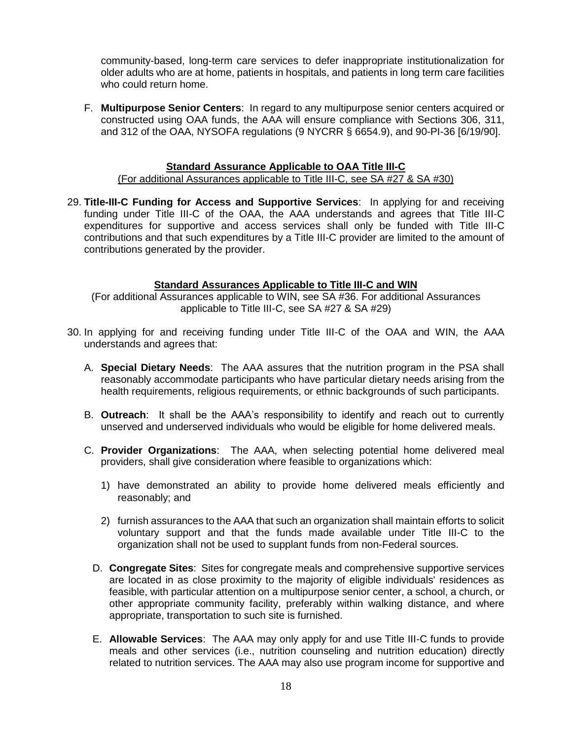community-based, long-term care services to defer inappropriate institutionalization for older adults who are at home, patients in hospitals, and patients in long term care facilities who could return home.

F. **Multipurpose Senior Centers**: In regard to any multipurpose senior centers acquired or constructed using OAA funds, the AAA will ensure compliance with Sections 306, 311, and 312 of the OAA, NYSOFA regulations (9 NYCRR § 6654.9), and 90-PI-36 [6/19/90].

**Standard Assurance Applicable to OAA Title III-C**

(For additional Assurances applicable to Title III-C, see SA #27 & SA #30)

29. **Title-III-C Funding for Access and Supportive Services**: In applying for and receiving funding under Title III-C of the OAA, the AAA understands and agrees that Title III-C expenditures for supportive and access services shall only be funded with Title III-C contributions and that such expenditures by a Title III-C provider are limited to the amount of contributions generated by the provider.

**Standard Assurances Applicable to Title III-C and WIN**

(For additional Assurances applicable to WIN, see SA #36. For additional Assurances applicable to Title III-C, see SA #27 & SA #29)

30. In applying for and receiving funding under Title III-C of the OAA and WIN, the AAA understands and agrees that:

    A. **Special Dietary Needs**: The AAA assures that the nutrition program in the PSA shall reasonably accommodate participants who have particular dietary needs arising from the health requirements, religious requirements, or ethnic backgrounds of such participants.

    B. **Outreach**: It shall be the AAA's responsibility to identify and reach out to currently unserved and underserved individuals who would be eligible for home delivered meals.

    C. **Provider Organizations**: The AAA, when selecting potential home delivered meal providers, shall give consideration where feasible to organizations which:

        1) have demonstrated an ability to provide home delivered meals efficiently and reasonably; and

        2) furnish assurances to the AAA that such an organization shall maintain efforts to solicit voluntary support and that the funds made available under Title III-C to the organization shall not be used to supplant funds from non-Federal sources.

    D. **Congregate Sites**: Sites for congregate meals and comprehensive supportive services are located in as close proximity to the majority of eligible individuals' residences as feasible, with particular attention on a multipurpose senior center, a school, a church, or other appropriate community facility, preferably within walking distance, and where appropriate, transportation to such site is furnished.

    E. **Allowable Services**: The AAA may only apply for and use Title III-C funds to provide meals and other services (i.e., nutrition counseling and nutrition education) directly related to nutrition services. The AAA may also use program income for supportive and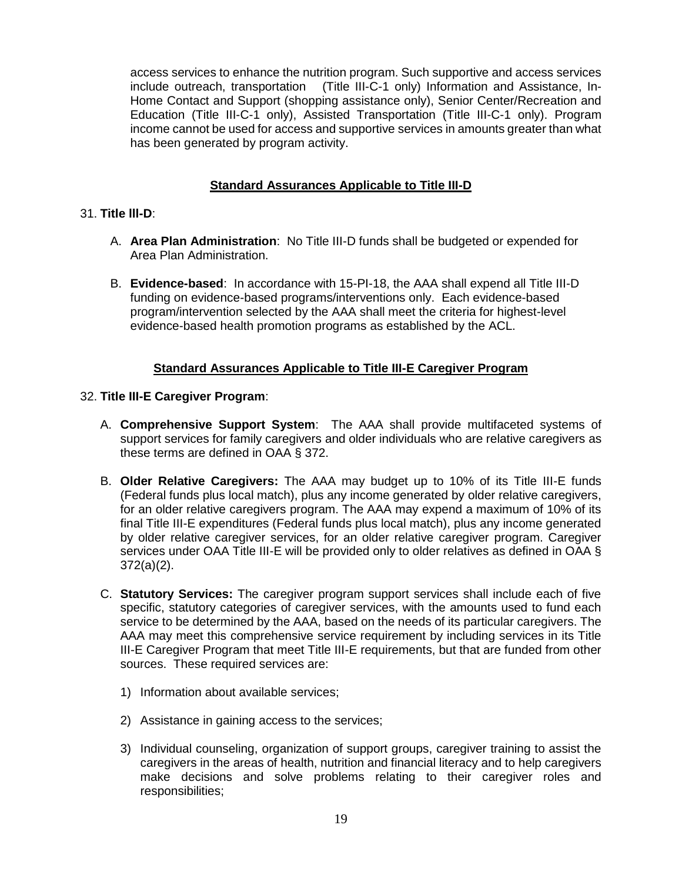access services to enhance the nutrition program. Such supportive and access services include outreach, transportation (Title III-C-1 only) Information and Assistance, In-Home Contact and Support (shopping assistance only), Senior Center/Recreation and Education (Title III-C-1 only), Assisted Transportation (Title III-C-1 only). Program income cannot be used for access and supportive services in amounts greater than what has been generated by program activity.

## Standard Assurances Applicable to Title III-D

31. **Title III-D**:

   A. **Area Plan Administration**: No Title III-D funds shall be budgeted or expended for Area Plan Administration.

   B. **Evidence-based**: In accordance with 15-PI-18, the AAA shall expend all Title III-D funding on evidence-based programs/interventions only. Each evidence-based program/intervention selected by the AAA shall meet the criteria for highest-level evidence-based health promotion programs as established by the ACL.

## Standard Assurances Applicable to Title III-E Caregiver Program

32. **Title III-E Caregiver Program**:

   A. **Comprehensive Support System**: The AAA shall provide multifaceted systems of support services for family caregivers and older individuals who are relative caregivers as these terms are defined in OAA § 372.

   B. **Older Relative Caregivers:** The AAA may budget up to 10% of its Title III-E funds (Federal funds plus local match), plus any income generated by older relative caregivers, for an older relative caregivers program. The AAA may expend a maximum of 10% of its final Title III-E expenditures (Federal funds plus local match), plus any income generated by older relative caregiver services, for an older relative caregiver program. Caregiver services under OAA Title III-E will be provided only to older relatives as defined in OAA § 372(a)(2).

   C. **Statutory Services:** The caregiver program support services shall include each of five specific, statutory categories of caregiver services, with the amounts used to fund each service to be determined by the AAA, based on the needs of its particular caregivers. The AAA may meet this comprehensive service requirement by including services in its Title III-E Caregiver Program that meet Title III-E requirements, but that are funded from other sources. These required services are:

      1) Information about available services;

      2) Assistance in gaining access to the services;

      3) Individual counseling, organization of support groups, caregiver training to assist the caregivers in the areas of health, nutrition and financial literacy and to help caregivers make decisions and solve problems relating to their caregiver roles and responsibilities;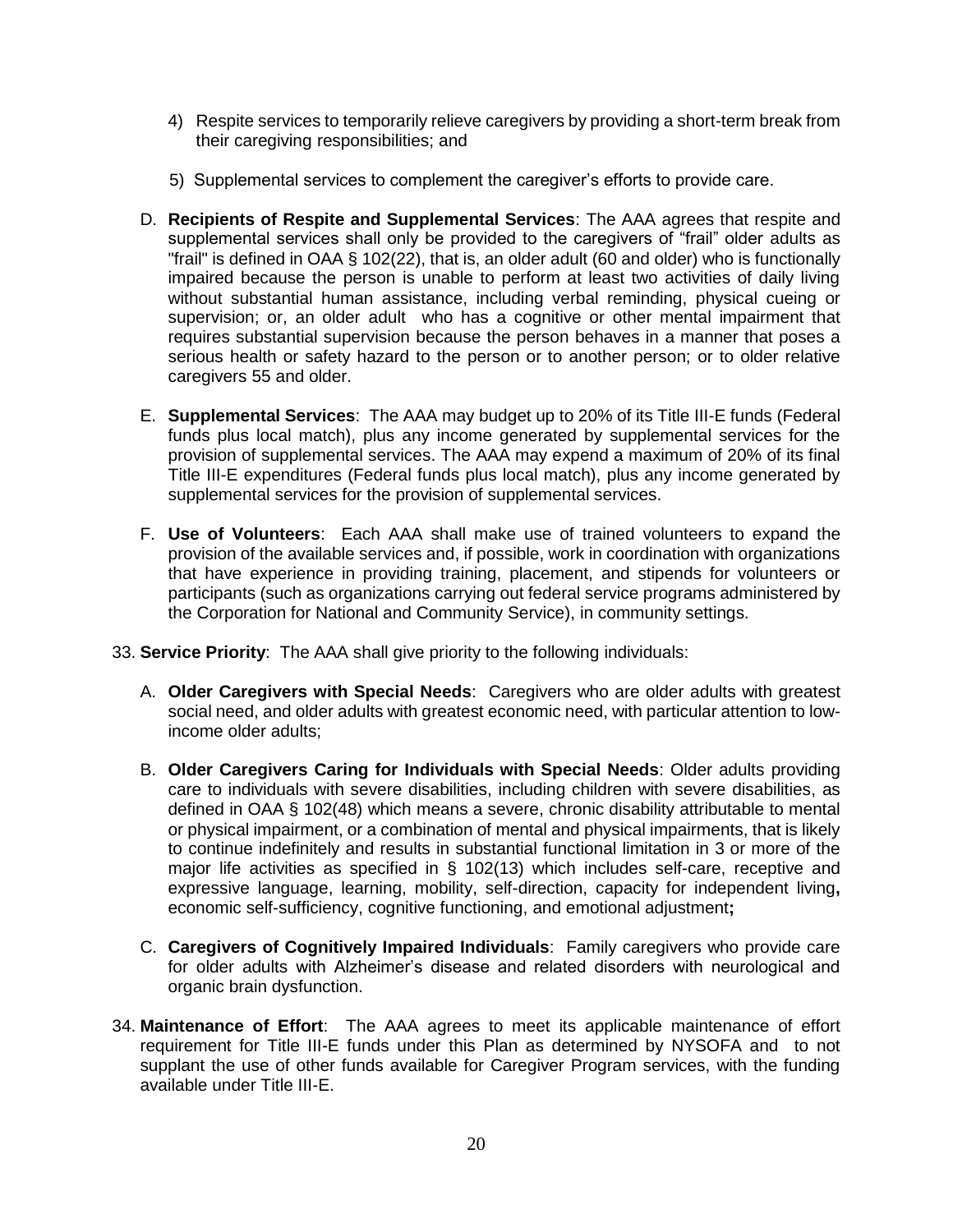4) Respite services to temporarily relieve caregivers by providing a short-term break from their caregiving responsibilities; and

5) Supplemental services to complement the caregiver's efforts to provide care.

D. **Recipients of Respite and Supplemental Services**: The AAA agrees that respite and supplemental services shall only be provided to the caregivers of "frail" older adults as "frail" is defined in OAA § 102(22), that is, an older adult (60 and older) who is functionally impaired because the person is unable to perform at least two activities of daily living without substantial human assistance, including verbal reminding, physical cueing or supervision; or, an older adult who has a cognitive or other mental impairment that requires substantial supervision because the person behaves in a manner that poses a serious health or safety hazard to the person or to another person; or to older relative caregivers 55 and older.

E. **Supplemental Services**: The AAA may budget up to 20% of its Title III-E funds (Federal funds plus local match), plus any income generated by supplemental services for the provision of supplemental services. The AAA may expend a maximum of 20% of its final Title III-E expenditures (Federal funds plus local match), plus any income generated by supplemental services for the provision of supplemental services.

F. **Use of Volunteers**: Each AAA shall make use of trained volunteers to expand the provision of the available services and, if possible, work in coordination with organizations that have experience in providing training, placement, and stipends for volunteers or participants (such as organizations carrying out federal service programs administered by the Corporation for National and Community Service), in community settings.

33. **Service Priority**: The AAA shall give priority to the following individuals:

A. **Older Caregivers with Special Needs**: Caregivers who are older adults with greatest social need, and older adults with greatest economic need, with particular attention to low-income older adults;

B. **Older Caregivers Caring for Individuals with Special Needs**: Older adults providing care to individuals with severe disabilities, including children with severe disabilities, as defined in OAA § 102(48) which means a severe, chronic disability attributable to mental or physical impairment, or a combination of mental and physical impairments, that is likely to continue indefinitely and results in substantial functional limitation in 3 or more of the major life activities as specified in § 102(13) which includes self-care, receptive and expressive language, learning, mobility, self-direction, capacity for independent living, economic self-sufficiency, cognitive functioning, and emotional adjustment;

C. **Caregivers of Cognitively Impaired Individuals**: Family caregivers who provide care for older adults with Alzheimer's disease and related disorders with neurological and organic brain dysfunction.

34. **Maintenance of Effort**: The AAA agrees to meet its applicable maintenance of effort requirement for Title III-E funds under this Plan as determined by NYSOFA and to not supplant the use of other funds available for Caregiver Program services, with the funding available under Title III-E.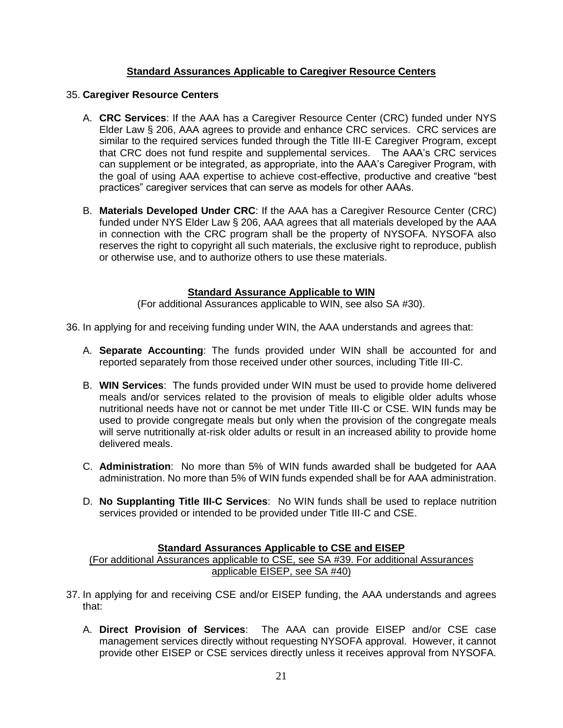## Standard Assurances Applicable to Caregiver Resource Centers

35. **Caregiver Resource Centers**

   A. **CRC Services**: If the AAA has a Caregiver Resource Center (CRC) funded under NYS Elder Law § 206, AAA agrees to provide and enhance CRC services. CRC services are similar to the required services funded through the Title III-E Caregiver Program, except that CRC does not fund respite and supplemental services. The AAA's CRC services can supplement or be integrated, as appropriate, into the AAA's Caregiver Program, with the goal of using AAA expertise to achieve cost-effective, productive and creative "best practices" caregiver services that can serve as models for other AAAs.

   B. **Materials Developed Under CRC**: If the AAA has a Caregiver Resource Center (CRC) funded under NYS Elder Law § 206, AAA agrees that all materials developed by the AAA in connection with the CRC program shall be the property of NYSOFA. NYSOFA also reserves the right to copyright all such materials, the exclusive right to reproduce, publish or otherwise use, and to authorize others to use these materials.

## Standard Assurance Applicable to WIN

(For additional Assurances applicable to WIN, see also SA #30).

36. In applying for and receiving funding under WIN, the AAA understands and agrees that:

   A. **Separate Accounting**: The funds provided under WIN shall be accounted for and reported separately from those received under other sources, including Title III-C.

   B. **WIN Services**: The funds provided under WIN must be used to provide home delivered meals and/or services related to the provision of meals to eligible older adults whose nutritional needs have not or cannot be met under Title III-C or CSE. WIN funds may be used to provide congregate meals but only when the provision of the congregate meals will serve nutritionally at-risk older adults or result in an increased ability to provide home delivered meals.

   C. **Administration**: No more than 5% of WIN funds awarded shall be budgeted for AAA administration. No more than 5% of WIN funds expended shall be for AAA administration.

   D. **No Supplanting Title III-C Services**: No WIN funds shall be used to replace nutrition services provided or intended to be provided under Title III-C and CSE.

## Standard Assurances Applicable to CSE and EISEP

(For additional Assurances applicable to CSE, see SA #39. For additional Assurances applicable EISEP, see SA #40)

37. In applying for and receiving CSE and/or EISEP funding, the AAA understands and agrees that:

   A. **Direct Provision of Services**: The AAA can provide EISEP and/or CSE case management services directly without requesting NYSOFA approval. However, it cannot provide other EISEP or CSE services directly unless it receives approval from NYSOFA.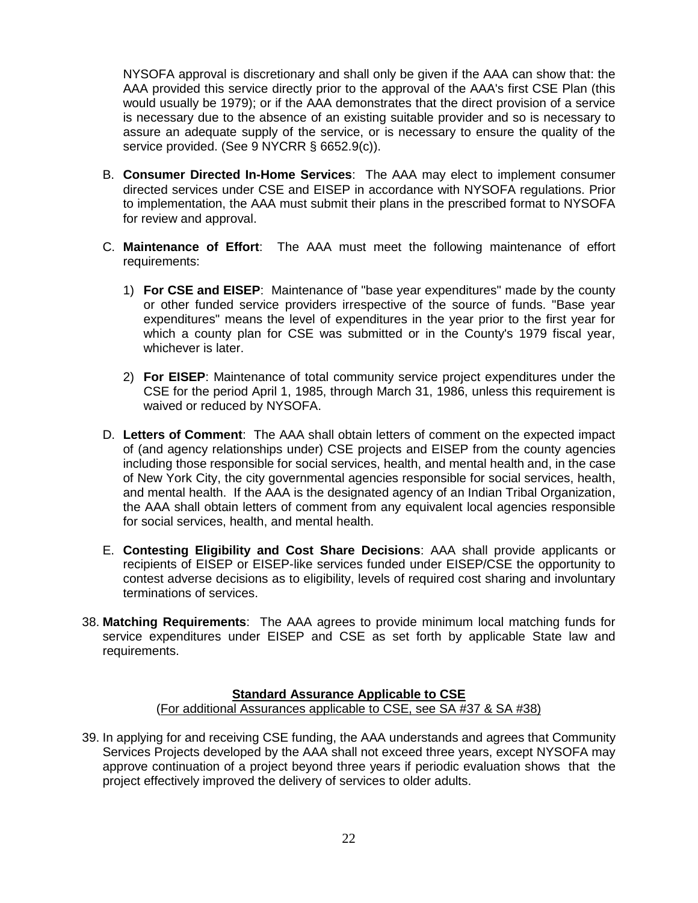NYSOFA approval is discretionary and shall only be given if the AAA can show that: the AAA provided this service directly prior to the approval of the AAA's first CSE Plan (this would usually be 1979); or if the AAA demonstrates that the direct provision of a service is necessary due to the absence of an existing suitable provider and so is necessary to assure an adequate supply of the service, or is necessary to ensure the quality of the service provided. (See 9 NYCRR § 6652.9(c)).

B. **Consumer Directed In-Home Services**: The AAA may elect to implement consumer directed services under CSE and EISEP in accordance with NYSOFA regulations. Prior to implementation, the AAA must submit their plans in the prescribed format to NYSOFA for review and approval.

C. **Maintenance of Effort**: The AAA must meet the following maintenance of effort requirements:

   1) **For CSE and EISEP**: Maintenance of "base year expenditures" made by the county or other funded service providers irrespective of the source of funds. "Base year expenditures" means the level of expenditures in the year prior to the first year for which a county plan for CSE was submitted or in the County's 1979 fiscal year, whichever is later.

   2) **For EISEP**: Maintenance of total community service project expenditures under the CSE for the period April 1, 1985, through March 31, 1986, unless this requirement is waived or reduced by NYSOFA.

D. **Letters of Comment**: The AAA shall obtain letters of comment on the expected impact of (and agency relationships under) CSE projects and EISEP from the county agencies including those responsible for social services, health, and mental health and, in the case of New York City, the city governmental agencies responsible for social services, health, and mental health. If the AAA is the designated agency of an Indian Tribal Organization, the AAA shall obtain letters of comment from any equivalent local agencies responsible for social services, health, and mental health.

E. **Contesting Eligibility and Cost Share Decisions**: AAA shall provide applicants or recipients of EISEP or EISEP-like services funded under EISEP/CSE the opportunity to contest adverse decisions as to eligibility, levels of required cost sharing and involuntary terminations of services.

38. **Matching Requirements**: The AAA agrees to provide minimum local matching funds for service expenditures under EISEP and CSE as set forth by applicable State law and requirements.

**Standard Assurance Applicable to CSE**

(For additional Assurances applicable to CSE, see SA #37 & SA #38)

39. In applying for and receiving CSE funding, the AAA understands and agrees that Community Services Projects developed by the AAA shall not exceed three years, except NYSOFA may approve continuation of a project beyond three years if periodic evaluation shows that the project effectively improved the delivery of services to older adults.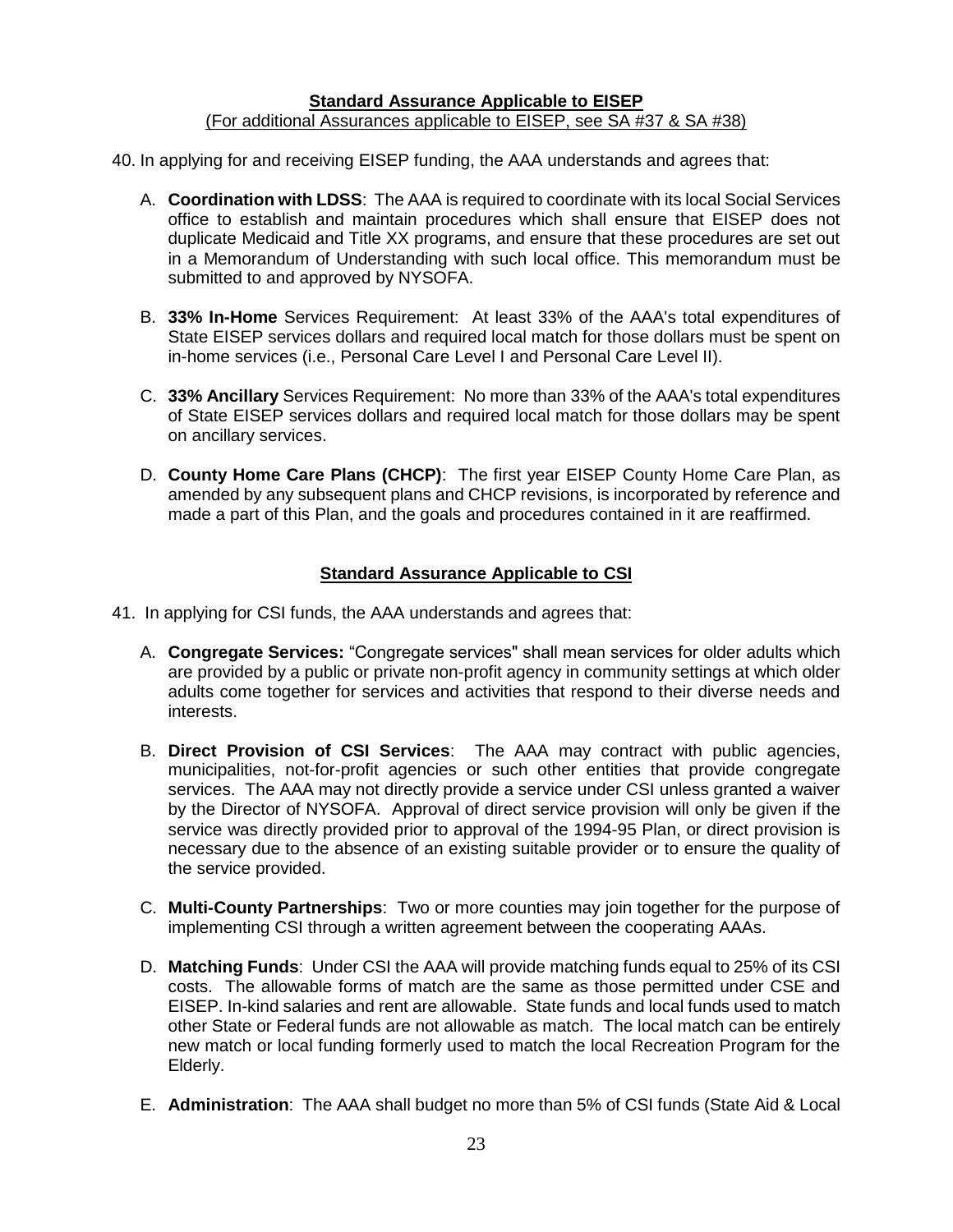**Standard Assurance Applicable to EISEP**

(For additional Assurances applicable to EISEP, see SA #37 & SA #38)

40. In applying for and receiving EISEP funding, the AAA understands and agrees that:

   A. **Coordination with LDSS**: The AAA is required to coordinate with its local Social Services office to establish and maintain procedures which shall ensure that EISEP does not duplicate Medicaid and Title XX programs, and ensure that these procedures are set out in a Memorandum of Understanding with such local office. This memorandum must be submitted to and approved by NYSOFA.

   B. **33% In-Home** Services Requirement: At least 33% of the AAA's total expenditures of State EISEP services dollars and required local match for those dollars must be spent on in-home services (i.e., Personal Care Level I and Personal Care Level II).

   C. **33% Ancillary** Services Requirement: No more than 33% of the AAA's total expenditures of State EISEP services dollars and required local match for those dollars may be spent on ancillary services.

   D. **County Home Care Plans (CHCP)**: The first year EISEP County Home Care Plan, as amended by any subsequent plans and CHCP revisions, is incorporated by reference and made a part of this Plan, and the goals and procedures contained in it are reaffirmed.

**Standard Assurance Applicable to CSI**

41. In applying for CSI funds, the AAA understands and agrees that:

   A. **Congregate Services:** "Congregate services" shall mean services for older adults which are provided by a public or private non-profit agency in community settings at which older adults come together for services and activities that respond to their diverse needs and interests.

   B. **Direct Provision of CSI Services**: The AAA may contract with public agencies, municipalities, not-for-profit agencies or such other entities that provide congregate services. The AAA may not directly provide a service under CSI unless granted a waiver by the Director of NYSOFA. Approval of direct service provision will only be given if the service was directly provided prior to approval of the 1994-95 Plan, or direct provision is necessary due to the absence of an existing suitable provider or to ensure the quality of the service provided.

   C. **Multi-County Partnerships**: Two or more counties may join together for the purpose of implementing CSI through a written agreement between the cooperating AAAs.

   D. **Matching Funds**: Under CSI the AAA will provide matching funds equal to 25% of its CSI costs. The allowable forms of match are the same as those permitted under CSE and EISEP. In-kind salaries and rent are allowable. State funds and local funds used to match other State or Federal funds are not allowable as match. The local match can be entirely new match or local funding formerly used to match the local Recreation Program for the Elderly.

   E. **Administration**: The AAA shall budget no more than 5% of CSI funds (State Aid & Local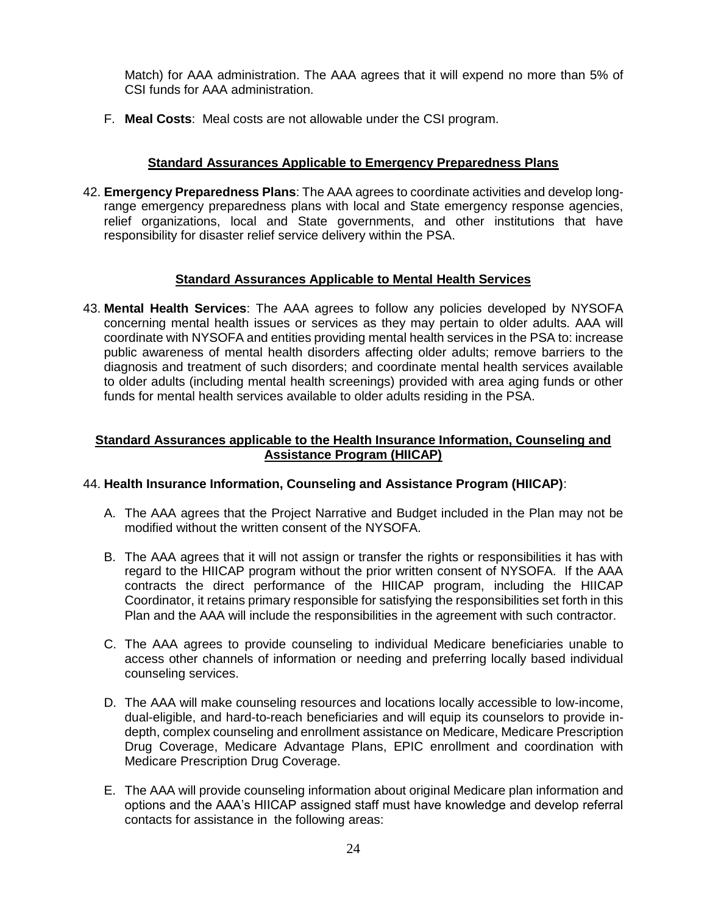Match) for AAA administration. The AAA agrees that it will expend no more than 5% of CSI funds for AAA administration.

F. **Meal Costs**: Meal costs are not allowable under the CSI program.

## Standard Assurances Applicable to Emergency Preparedness Plans

42. **Emergency Preparedness Plans**: The AAA agrees to coordinate activities and develop long-range emergency preparedness plans with local and State emergency response agencies, relief organizations, local and State governments, and other institutions that have responsibility for disaster relief service delivery within the PSA.

## Standard Assurances Applicable to Mental Health Services

43. **Mental Health Services**: The AAA agrees to follow any policies developed by NYSOFA concerning mental health issues or services as they may pertain to older adults. AAA will coordinate with NYSOFA and entities providing mental health services in the PSA to: increase public awareness of mental health disorders affecting older adults; remove barriers to the diagnosis and treatment of such disorders; and coordinate mental health services available to older adults (including mental health screenings) provided with area aging funds or other funds for mental health services available to older adults residing in the PSA.

## Standard Assurances applicable to the Health Insurance Information, Counseling and Assistance Program (HIICAP)

44. **Health Insurance Information, Counseling and Assistance Program (HIICAP)**:

    A. The AAA agrees that the Project Narrative and Budget included in the Plan may not be modified without the written consent of the NYSOFA.

    B. The AAA agrees that it will not assign or transfer the rights or responsibilities it has with regard to the HIICAP program without the prior written consent of NYSOFA. If the AAA contracts the direct performance of the HIICAP program, including the HIICAP Coordinator, it retains primary responsible for satisfying the responsibilities set forth in this Plan and the AAA will include the responsibilities in the agreement with such contractor.

    C. The AAA agrees to provide counseling to individual Medicare beneficiaries unable to access other channels of information or needing and preferring locally based individual counseling services.

    D. The AAA will make counseling resources and locations locally accessible to low-income, dual-eligible, and hard-to-reach beneficiaries and will equip its counselors to provide in-depth, complex counseling and enrollment assistance on Medicare, Medicare Prescription Drug Coverage, Medicare Advantage Plans, EPIC enrollment and coordination with Medicare Prescription Drug Coverage.

    E. The AAA will provide counseling information about original Medicare plan information and options and the AAA's HIICAP assigned staff must have knowledge and develop referral contacts for assistance in the following areas: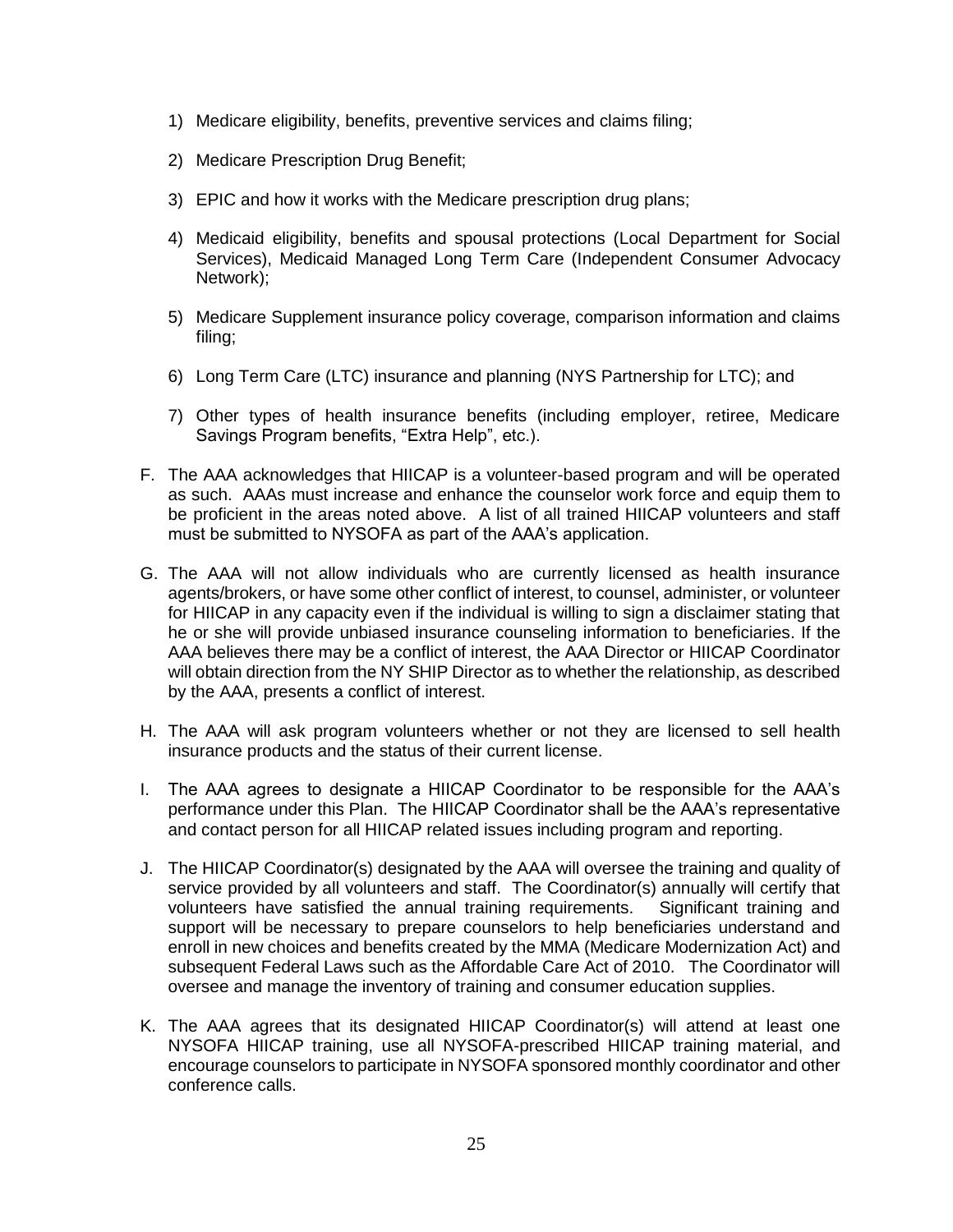1) Medicare eligibility, benefits, preventive services and claims filing;

2) Medicare Prescription Drug Benefit;

3) EPIC and how it works with the Medicare prescription drug plans;

4) Medicaid eligibility, benefits and spousal protections (Local Department for Social Services), Medicaid Managed Long Term Care (Independent Consumer Advocacy Network);

5) Medicare Supplement insurance policy coverage, comparison information and claims filing;

6) Long Term Care (LTC) insurance and planning (NYS Partnership for LTC); and

7) Other types of health insurance benefits (including employer, retiree, Medicare Savings Program benefits, "Extra Help", etc.).

F. The AAA acknowledges that HIICAP is a volunteer-based program and will be operated as such. AAAs must increase and enhance the counselor work force and equip them to be proficient in the areas noted above. A list of all trained HIICAP volunteers and staff must be submitted to NYSOFA as part of the AAA's application.

G. The AAA will not allow individuals who are currently licensed as health insurance agents/brokers, or have some other conflict of interest, to counsel, administer, or volunteer for HIICAP in any capacity even if the individual is willing to sign a disclaimer stating that he or she will provide unbiased insurance counseling information to beneficiaries. If the AAA believes there may be a conflict of interest, the AAA Director or HIICAP Coordinator will obtain direction from the NY SHIP Director as to whether the relationship, as described by the AAA, presents a conflict of interest.

H. The AAA will ask program volunteers whether or not they are licensed to sell health insurance products and the status of their current license.

I. The AAA agrees to designate a HIICAP Coordinator to be responsible for the AAA's performance under this Plan. The HIICAP Coordinator shall be the AAA's representative and contact person for all HIICAP related issues including program and reporting.

J. The HIICAP Coordinator(s) designated by the AAA will oversee the training and quality of service provided by all volunteers and staff. The Coordinator(s) annually will certify that volunteers have satisfied the annual training requirements. Significant training and support will be necessary to prepare counselors to help beneficiaries understand and enroll in new choices and benefits created by the MMA (Medicare Modernization Act) and subsequent Federal Laws such as the Affordable Care Act of 2010. The Coordinator will oversee and manage the inventory of training and consumer education supplies.

K. The AAA agrees that its designated HIICAP Coordinator(s) will attend at least one NYSOFA HIICAP training, use all NYSOFA-prescribed HIICAP training material, and encourage counselors to participate in NYSOFA sponsored monthly coordinator and other conference calls.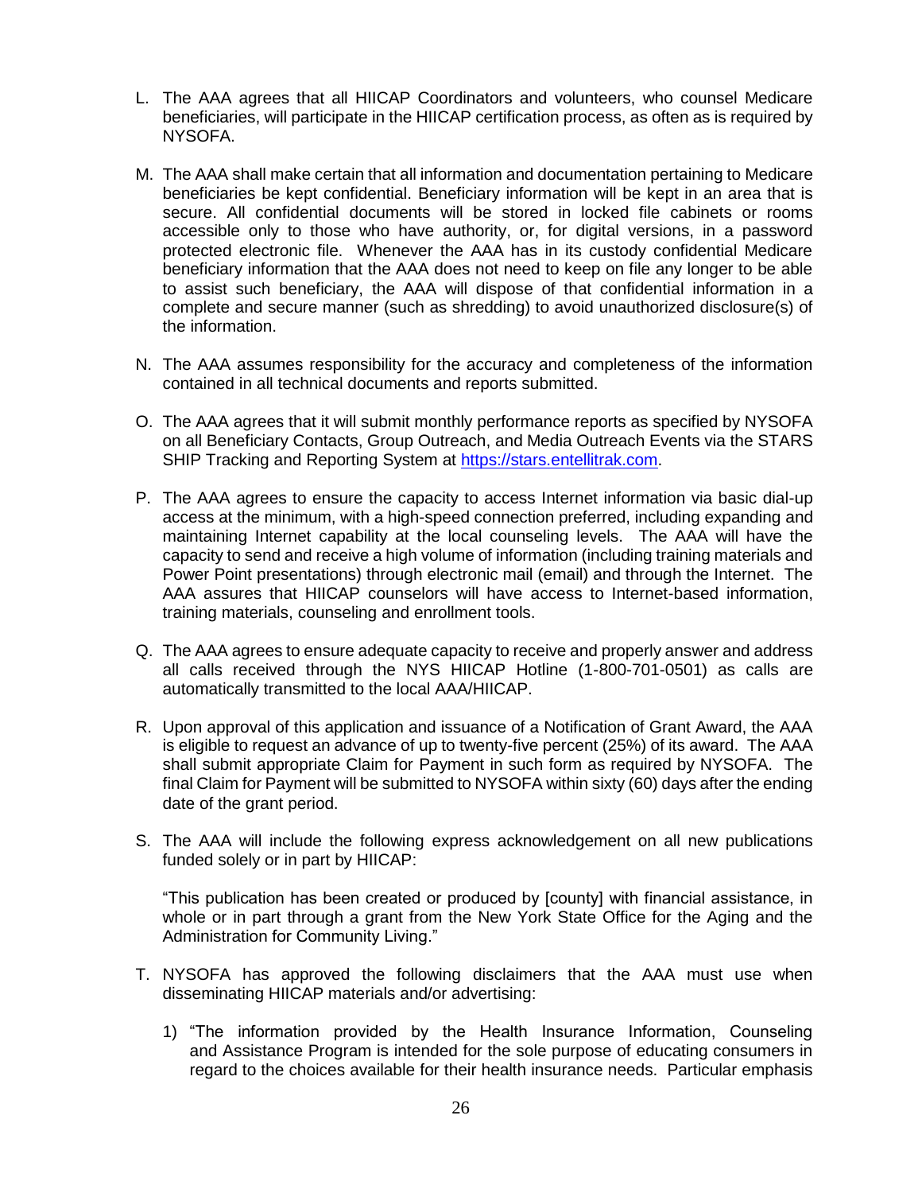L. The AAA agrees that all HIICAP Coordinators and volunteers, who counsel Medicare beneficiaries, will participate in the HIICAP certification process, as often as is required by NYSOFA.

M. The AAA shall make certain that all information and documentation pertaining to Medicare beneficiaries be kept confidential. Beneficiary information will be kept in an area that is secure. All confidential documents will be stored in locked file cabinets or rooms accessible only to those who have authority, or, for digital versions, in a password protected electronic file. Whenever the AAA has in its custody confidential Medicare beneficiary information that the AAA does not need to keep on file any longer to be able to assist such beneficiary, the AAA will dispose of that confidential information in a complete and secure manner (such as shredding) to avoid unauthorized disclosure(s) of the information.

N. The AAA assumes responsibility for the accuracy and completeness of the information contained in all technical documents and reports submitted.

O. The AAA agrees that it will submit monthly performance reports as specified by NYSOFA on all Beneficiary Contacts, Group Outreach, and Media Outreach Events via the STARS SHIP Tracking and Reporting System at [https://stars.entellitrak.com](https://stars.entellitrak.com).

P. The AAA agrees to ensure the capacity to access Internet information via basic dial-up access at the minimum, with a high-speed connection preferred, including expanding and maintaining Internet capability at the local counseling levels. The AAA will have the capacity to send and receive a high volume of information (including training materials and Power Point presentations) through electronic mail (email) and through the Internet. The AAA assures that HIICAP counselors will have access to Internet-based information, training materials, counseling and enrollment tools.

Q. The AAA agrees to ensure adequate capacity to receive and properly answer and address all calls received through the NYS HIICAP Hotline (1-800-701-0501) as calls are automatically transmitted to the local AAA/HIICAP.

R. Upon approval of this application and issuance of a Notification of Grant Award, the AAA is eligible to request an advance of up to twenty-five percent (25%) of its award. The AAA shall submit appropriate Claim for Payment in such form as required by NYSOFA. The final Claim for Payment will be submitted to NYSOFA within sixty (60) days after the ending date of the grant period.

S. The AAA will include the following express acknowledgement on all new publications funded solely or in part by HIICAP:

   "This publication has been created or produced by [county] with financial assistance, in whole or in part through a grant from the New York State Office for the Aging and the Administration for Community Living."

T. NYSOFA has approved the following disclaimers that the AAA must use when disseminating HIICAP materials and/or advertising:

   1) "The information provided by the Health Insurance Information, Counseling and Assistance Program is intended for the sole purpose of educating consumers in regard to the choices available for their health insurance needs. Particular emphasis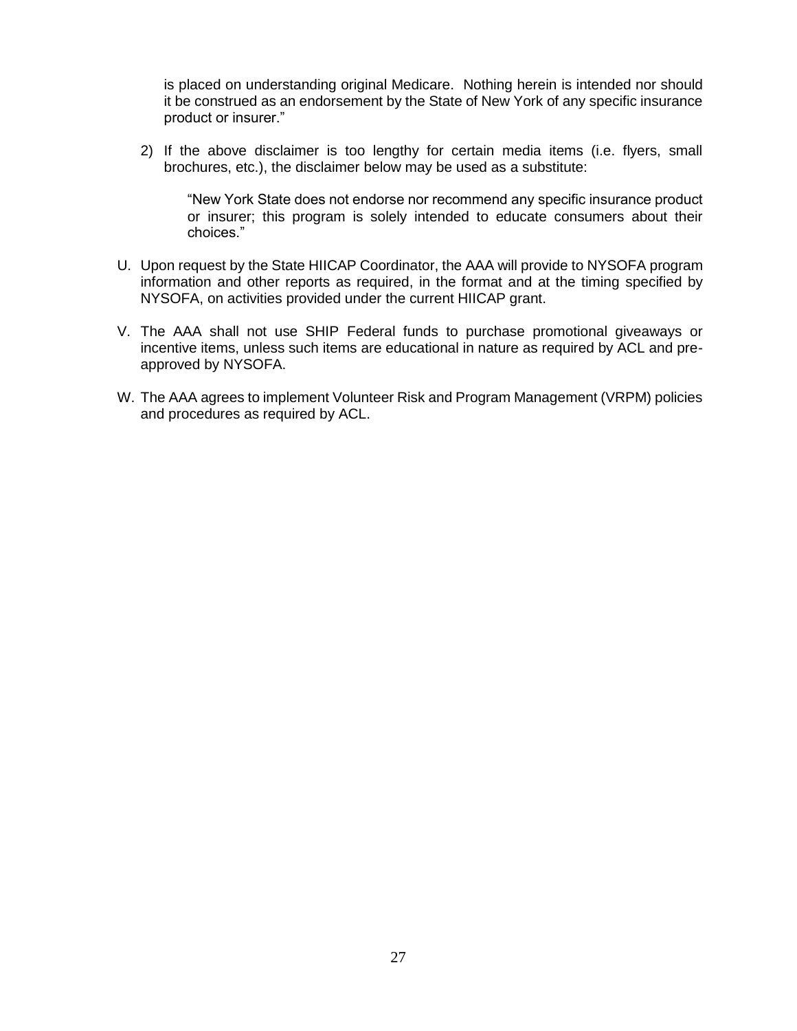is placed on understanding original Medicare. Nothing herein is intended nor should it be construed as an endorsement by the State of New York of any specific insurance product or insurer."

2) If the above disclaimer is too lengthy for certain media items (i.e. flyers, small brochures, etc.), the disclaimer below may be used as a substitute:

   "New York State does not endorse nor recommend any specific insurance product or insurer; this program is solely intended to educate consumers about their choices."

U. Upon request by the State HIICAP Coordinator, the AAA will provide to NYSOFA program information and other reports as required, in the format and at the timing specified by NYSOFA, on activities provided under the current HIICAP grant.

V. The AAA shall not use SHIP Federal funds to purchase promotional giveaways or incentive items, unless such items are educational in nature as required by ACL and pre-approved by NYSOFA.

W. The AAA agrees to implement Volunteer Risk and Program Management (VRPM) policies and procedures as required by ACL.